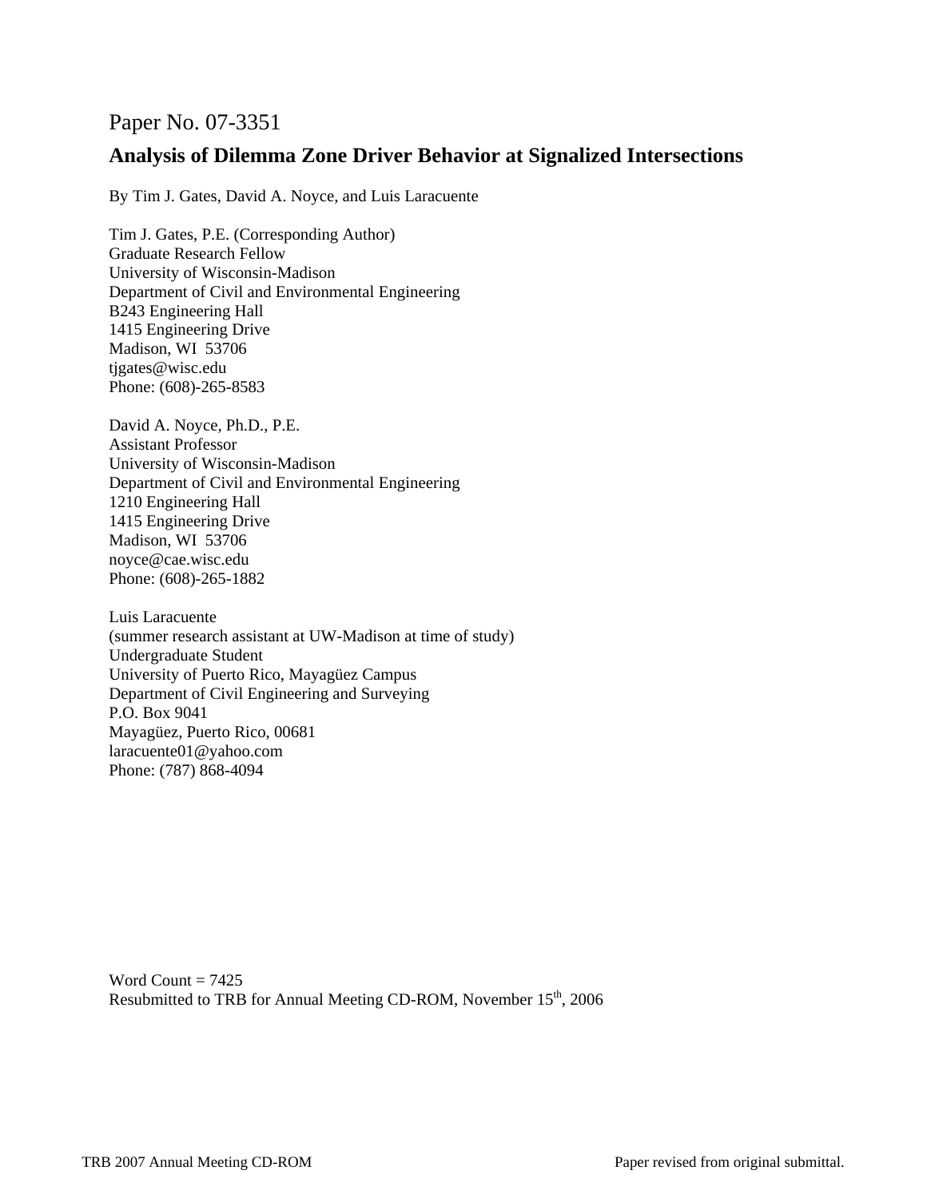Paper No. 07-3351

# Analysis of Dilemma Zone Driver Behavior at Signalized Intersections

By Tim J. Gates, David A. Noyce, and Luis Laracuente

Tim J. Gates, P.E. (Corresponding Author)
Graduate Research Fellow
University of Wisconsin-Madison
Department of Civil and Environmental Engineering
B243 Engineering Hall
1415 Engineering Drive
Madison, WI 53706
tjgates@wisc.edu
Phone: (608)-265-8583

David A. Noyce, Ph.D., P.E.
Assistant Professor
University of Wisconsin-Madison
Department of Civil and Environmental Engineering
1210 Engineering Hall
1415 Engineering Drive
Madison, WI 53706
noyce@cae.wisc.edu
Phone: (608)-265-1882

Luis Laracuente
(summer research assistant at UW-Madison at time of study)
Undergraduate Student
University of Puerto Rico, Mayagüez Campus
Department of Civil Engineering and Surveying
P.O. Box 9041
Mayagüez, Puerto Rico, 00681
laracuente01@yahoo.com
Phone: (787) 868-4094

Word Count = 7425
Resubmitted to TRB for Annual Meeting CD-ROM, November 15th, 2006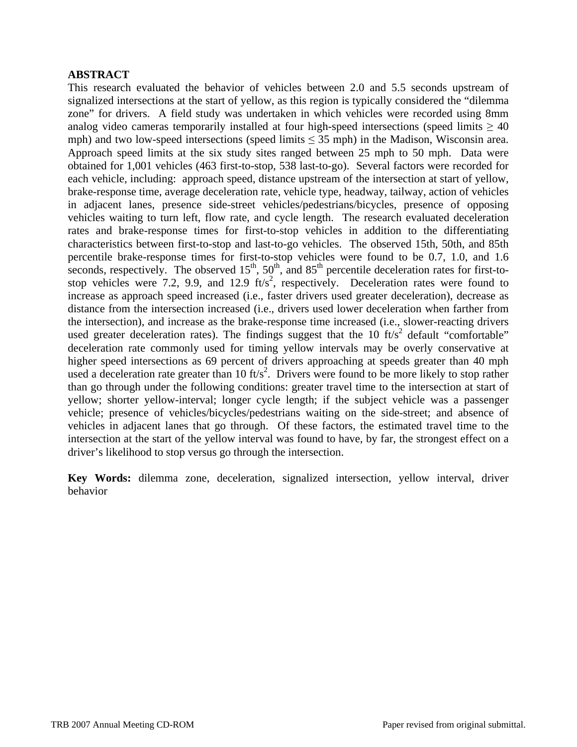## ABSTRACT

This research evaluated the behavior of vehicles between 2.0 and 5.5 seconds upstream of signalized intersections at the start of yellow, as this region is typically considered the "dilemma zone" for drivers. A field study was undertaken in which vehicles were recorded using 8mm analog video cameras temporarily installed at four high-speed intersections (speed limits $\geq$ 40 mph) and two low-speed intersections (speed limits $\leq$ 35 mph) in the Madison, Wisconsin area. Approach speed limits at the six study sites ranged between 25 mph to 50 mph. Data were obtained for 1,001 vehicles (463 first-to-stop, 538 last-to-go). Several factors were recorded for each vehicle, including: approach speed, distance upstream of the intersection at start of yellow, brake-response time, average deceleration rate, vehicle type, headway, tailway, action of vehicles in adjacent lanes, presence side-street vehicles/pedestrians/bicycles, presence of opposing vehicles waiting to turn left, flow rate, and cycle length. The research evaluated deceleration rates and brake-response times for first-to-stop vehicles in addition to the differentiating characteristics between first-to-stop and last-to-go vehicles. The observed 15th, 50th, and 85th percentile brake-response times for first-to-stop vehicles were found to be 0.7, 1.0, and 1.6 seconds, respectively. The observed 15$^{th}$, 50$^{th}$, and 85$^{th}$ percentile deceleration rates for first-to-stop vehicles were 7.2, 9.9, and 12.9 ft/s$^2$, respectively. Deceleration rates were found to increase as approach speed increased (i.e., faster drivers used greater deceleration), decrease as distance from the intersection increased (i.e., drivers used lower deceleration when farther from the intersection), and increase as the brake-response time increased (i.e., slower-reacting drivers used greater deceleration rates). The findings suggest that the 10 ft/s$^2$ default "comfortable" deceleration rate commonly used for timing yellow intervals may be overly conservative at higher speed intersections as 69 percent of drivers approaching at speeds greater than 40 mph used a deceleration rate greater than 10 ft/s$^2$. Drivers were found to be more likely to stop rather than go through under the following conditions: greater travel time to the intersection at start of yellow; shorter yellow-interval; longer cycle length; if the subject vehicle was a passenger vehicle; presence of vehicles/bicycles/pedestrians waiting on the side-street; and absence of vehicles in adjacent lanes that go through. Of these factors, the estimated travel time to the intersection at the start of the yellow interval was found to have, by far, the strongest effect on a driver's likelihood to stop versus go through the intersection.

**Key Words:** dilemma zone, deceleration, signalized intersection, yellow interval, driver behavior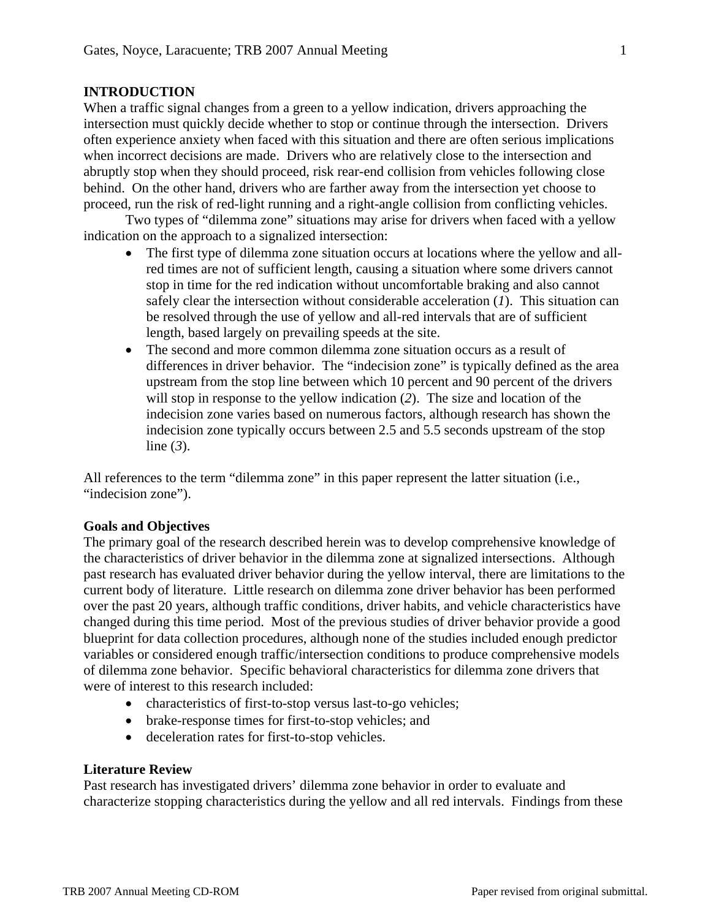## INTRODUCTION

When a traffic signal changes from a green to a yellow indication, drivers approaching the intersection must quickly decide whether to stop or continue through the intersection. Drivers often experience anxiety when faced with this situation and there are often serious implications when incorrect decisions are made. Drivers who are relatively close to the intersection and abruptly stop when they should proceed, risk rear-end collision from vehicles following close behind. On the other hand, drivers who are farther away from the intersection yet choose to proceed, run the risk of red-light running and a right-angle collision from conflicting vehicles.

Two types of "dilemma zone" situations may arise for drivers when faced with a yellow indication on the approach to a signalized intersection:

- The first type of dilemma zone situation occurs at locations where the yellow and all-red times are not of sufficient length, causing a situation where some drivers cannot stop in time for the red indication without uncomfortable braking and also cannot safely clear the intersection without considerable acceleration (*1*). This situation can be resolved through the use of yellow and all-red intervals that are of sufficient length, based largely on prevailing speeds at the site.
- The second and more common dilemma zone situation occurs as a result of differences in driver behavior. The "indecision zone" is typically defined as the area upstream from the stop line between which 10 percent and 90 percent of the drivers will stop in response to the yellow indication (*2*). The size and location of the indecision zone varies based on numerous factors, although research has shown the indecision zone typically occurs between 2.5 and 5.5 seconds upstream of the stop line (*3*).

All references to the term "dilemma zone" in this paper represent the latter situation (i.e., "indecision zone").

### Goals and Objectives

The primary goal of the research described herein was to develop comprehensive knowledge of the characteristics of driver behavior in the dilemma zone at signalized intersections. Although past research has evaluated driver behavior during the yellow interval, there are limitations to the current body of literature. Little research on dilemma zone driver behavior has been performed over the past 20 years, although traffic conditions, driver habits, and vehicle characteristics have changed during this time period. Most of the previous studies of driver behavior provide a good blueprint for data collection procedures, although none of the studies included enough predictor variables or considered enough traffic/intersection conditions to produce comprehensive models of dilemma zone behavior. Specific behavioral characteristics for dilemma zone drivers that were of interest to this research included:

- characteristics of first-to-stop versus last-to-go vehicles;
- brake-response times for first-to-stop vehicles; and
- deceleration rates for first-to-stop vehicles.

### Literature Review

Past research has investigated drivers' dilemma zone behavior in order to evaluate and characterize stopping characteristics during the yellow and all red intervals. Findings from these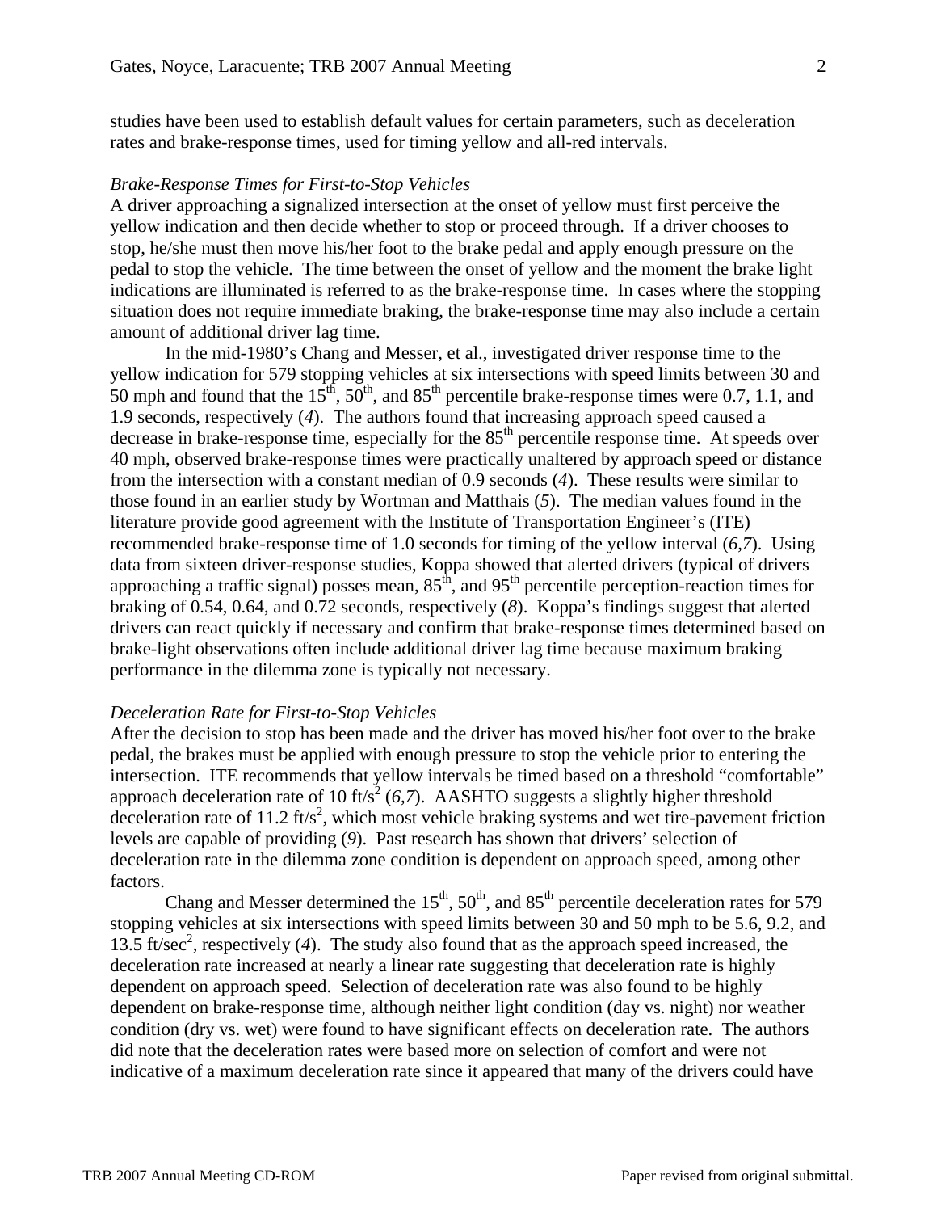studies have been used to establish default values for certain parameters, such as deceleration rates and brake-response times, used for timing yellow and all-red intervals.

*Brake-Response Times for First-to-Stop Vehicles*

A driver approaching a signalized intersection at the onset of yellow must first perceive the yellow indication and then decide whether to stop or proceed through. If a driver chooses to stop, he/she must then move his/her foot to the brake pedal and apply enough pressure on the pedal to stop the vehicle. The time between the onset of yellow and the moment the brake light indications are illuminated is referred to as the brake-response time. In cases where the stopping situation does not require immediate braking, the brake-response time may also include a certain amount of additional driver lag time.

In the mid-1980's Chang and Messer, et al., investigated driver response time to the yellow indication for 579 stopping vehicles at six intersections with speed limits between 30 and 50 mph and found that the $15^{th}$, $50^{th}$, and $85^{th}$ percentile brake-response times were 0.7, 1.1, and 1.9 seconds, respectively (*4*). The authors found that increasing approach speed caused a decrease in brake-response time, especially for the $85^{th}$ percentile response time. At speeds over 40 mph, observed brake-response times were practically unaltered by approach speed or distance from the intersection with a constant median of 0.9 seconds (*4*). These results were similar to those found in an earlier study by Wortman and Matthais (*5*). The median values found in the literature provide good agreement with the Institute of Transportation Engineer's (ITE) recommended brake-response time of 1.0 seconds for timing of the yellow interval (*6,7*). Using data from sixteen driver-response studies, Koppa showed that alerted drivers (typical of drivers approaching a traffic signal) posses mean, $85^{th}$, and $95^{th}$ percentile perception-reaction times for braking of 0.54, 0.64, and 0.72 seconds, respectively (*8*). Koppa's findings suggest that alerted drivers can react quickly if necessary and confirm that brake-response times determined based on brake-light observations often include additional driver lag time because maximum braking performance in the dilemma zone is typically not necessary.

*Deceleration Rate for First-to-Stop Vehicles*

After the decision to stop has been made and the driver has moved his/her foot over to the brake pedal, the brakes must be applied with enough pressure to stop the vehicle prior to entering the intersection. ITE recommends that yellow intervals be timed based on a threshold "comfortable" approach deceleration rate of 10 $ft/s^2$ (*6,7*). AASHTO suggests a slightly higher threshold deceleration rate of 11.2 $ft/s^2$, which most vehicle braking systems and wet tire-pavement friction levels are capable of providing (*9*). Past research has shown that drivers' selection of deceleration rate in the dilemma zone condition is dependent on approach speed, among other factors.

Chang and Messer determined the $15^{th}$, $50^{th}$, and $85^{th}$ percentile deceleration rates for 579 stopping vehicles at six intersections with speed limits between 30 and 50 mph to be 5.6, 9.2, and 13.5 $ft/sec^2$, respectively (*4*). The study also found that as the approach speed increased, the deceleration rate increased at nearly a linear rate suggesting that deceleration rate is highly dependent on approach speed. Selection of deceleration rate was also found to be highly dependent on brake-response time, although neither light condition (day vs. night) nor weather condition (dry vs. wet) were found to have significant effects on deceleration rate. The authors did note that the deceleration rates were based more on selection of comfort and were not indicative of a maximum deceleration rate since it appeared that many of the drivers could have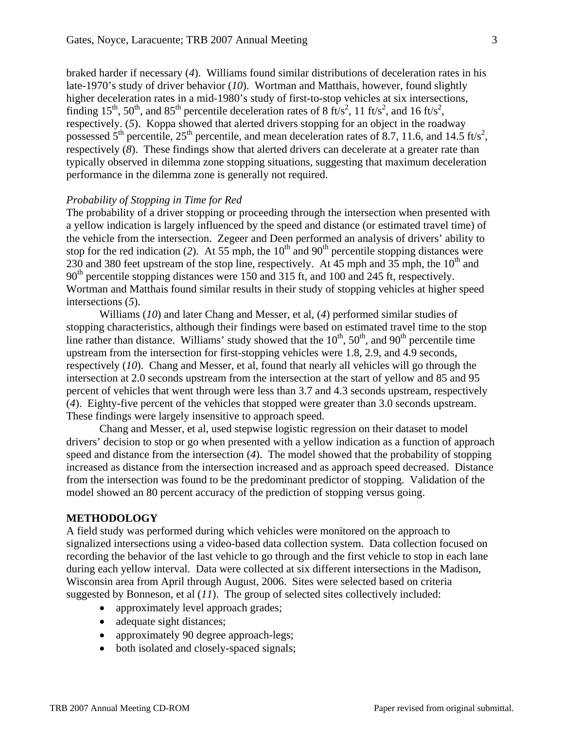braked harder if necessary (*4*). Williams found similar distributions of deceleration rates in his late-1970's study of driver behavior (*10*). Wortman and Matthais, however, found slightly higher deceleration rates in a mid-1980's study of first-to-stop vehicles at six intersections, finding 15th, 50th, and 85th percentile deceleration rates of 8 $ft/s^2$, 11 $ft/s^2$, and 16 $ft/s^2$, respectively. (*5*). Koppa showed that alerted drivers stopping for an object in the roadway possessed 5th percentile, 25th percentile, and mean deceleration rates of 8.7, 11.6, and 14.5 $ft/s^2$, respectively (*8*). These findings show that alerted drivers can decelerate at a greater rate than typically observed in dilemma zone stopping situations, suggesting that maximum deceleration performance in the dilemma zone is generally not required.

*Probability of Stopping in Time for Red*

The probability of a driver stopping or proceeding through the intersection when presented with a yellow indication is largely influenced by the speed and distance (or estimated travel time) of the vehicle from the intersection. Zegeer and Deen performed an analysis of drivers' ability to stop for the red indication (*2*). At 55 mph, the 10th and 90th percentile stopping distances were 230 and 380 feet upstream of the stop line, respectively. At 45 mph and 35 mph, the 10th and 90th percentile stopping distances were 150 and 315 ft, and 100 and 245 ft, respectively. Wortman and Matthais found similar results in their study of stopping vehicles at higher speed intersections (*5*).

Williams (*10*) and later Chang and Messer, et al, (*4*) performed similar studies of stopping characteristics, although their findings were based on estimated travel time to the stop line rather than distance. Williams' study showed that the 10th, 50th, and 90th percentile time upstream from the intersection for first-stopping vehicles were 1.8, 2.9, and 4.9 seconds, respectively (*10*). Chang and Messer, et al, found that nearly all vehicles will go through the intersection at 2.0 seconds upstream from the intersection at the start of yellow and 85 and 95 percent of vehicles that went through were less than 3.7 and 4.3 seconds upstream, respectively (*4*). Eighty-five percent of the vehicles that stopped were greater than 3.0 seconds upstream. These findings were largely insensitive to approach speed.

Chang and Messer, et al, used stepwise logistic regression on their dataset to model drivers' decision to stop or go when presented with a yellow indication as a function of approach speed and distance from the intersection (*4*). The model showed that the probability of stopping increased as distance from the intersection increased and as approach speed decreased. Distance from the intersection was found to be the predominant predictor of stopping. Validation of the model showed an 80 percent accuracy of the prediction of stopping versus going.

## METHODOLOGY

A field study was performed during which vehicles were monitored on the approach to signalized intersections using a video-based data collection system. Data collection focused on recording the behavior of the last vehicle to go through and the first vehicle to stop in each lane during each yellow interval. Data were collected at six different intersections in the Madison, Wisconsin area from April through August, 2006. Sites were selected based on criteria suggested by Bonneson, et al (*11*). The group of selected sites collectively included:

- approximately level approach grades;
- adequate sight distances;
- approximately 90 degree approach-legs;
- both isolated and closely-spaced signals;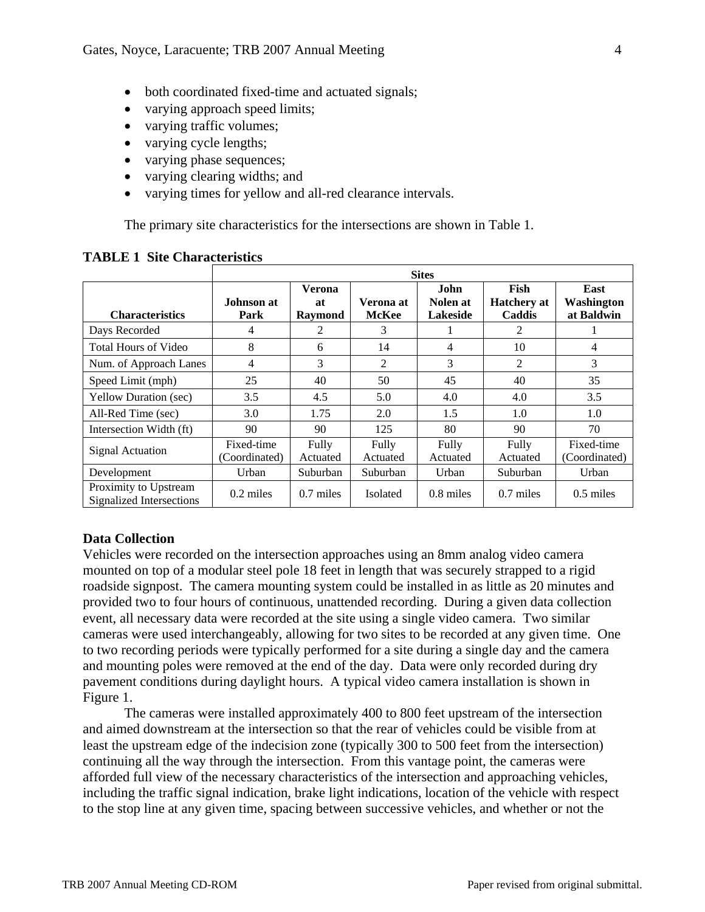- both coordinated fixed-time and actuated signals;
- varying approach speed limits;
- varying traffic volumes;
- varying cycle lengths;
- varying phase sequences;
- varying clearing widths; and
- varying times for yellow and all-red clearance intervals.

The primary site characteristics for the intersections are shown in Table 1.

**TABLE 1 Site Characteristics**

| | Sites | | | | | |
|---|---|---|---|---|---|---|
| **Characteristics** | **Johnson at Park** | **Verona at Raymond** | **Verona at McKee** | **John Nolen at Lakeside** | **Fish Hatchery at Caddis** | **East Washington at Baldwin** |
| Days Recorded | 4 | 2 | 3 | 1 | 2 | 1 |
| Total Hours of Video | 8 | 6 | 14 | 4 | 10 | 4 |
| Num. of Approach Lanes | 4 | 3 | 2 | 3 | 2 | 3 |
| Speed Limit (mph) | 25 | 40 | 50 | 45 | 40 | 35 |
| Yellow Duration (sec) | 3.5 | 4.5 | 5.0 | 4.0 | 4.0 | 3.5 |
| All-Red Time (sec) | 3.0 | 1.75 | 2.0 | 1.5 | 1.0 | 1.0 |
| Intersection Width (ft) | 90 | 90 | 125 | 80 | 90 | 70 |
| Signal Actuation | Fixed-time (Coordinated) | Fully Actuated | Fully Actuated | Fully Actuated | Fully Actuated | Fixed-time (Coordinated) |
| Development | Urban | Suburban | Suburban | Urban | Suburban | Urban |
| Proximity to Upstream Signalized Intersections | 0.2 miles | 0.7 miles | Isolated | 0.8 miles | 0.7 miles | 0.5 miles |

## Data Collection

Vehicles were recorded on the intersection approaches using an 8mm analog video camera mounted on top of a modular steel pole 18 feet in length that was securely strapped to a rigid roadside signpost. The camera mounting system could be installed in as little as 20 minutes and provided two to four hours of continuous, unattended recording. During a given data collection event, all necessary data were recorded at the site using a single video camera. Two similar cameras were used interchangeably, allowing for two sites to be recorded at any given time. One to two recording periods were typically performed for a site during a single day and the camera and mounting poles were removed at the end of the day. Data were only recorded during dry pavement conditions during daylight hours. A typical video camera installation is shown in Figure 1.

The cameras were installed approximately 400 to 800 feet upstream of the intersection and aimed downstream at the intersection so that the rear of vehicles could be visible from at least the upstream edge of the indecision zone (typically 300 to 500 feet from the intersection) continuing all the way through the intersection. From this vantage point, the cameras were afforded full view of the necessary characteristics of the intersection and approaching vehicles, including the traffic signal indication, brake light indications, location of the vehicle with respect to the stop line at any given time, spacing between successive vehicles, and whether or not the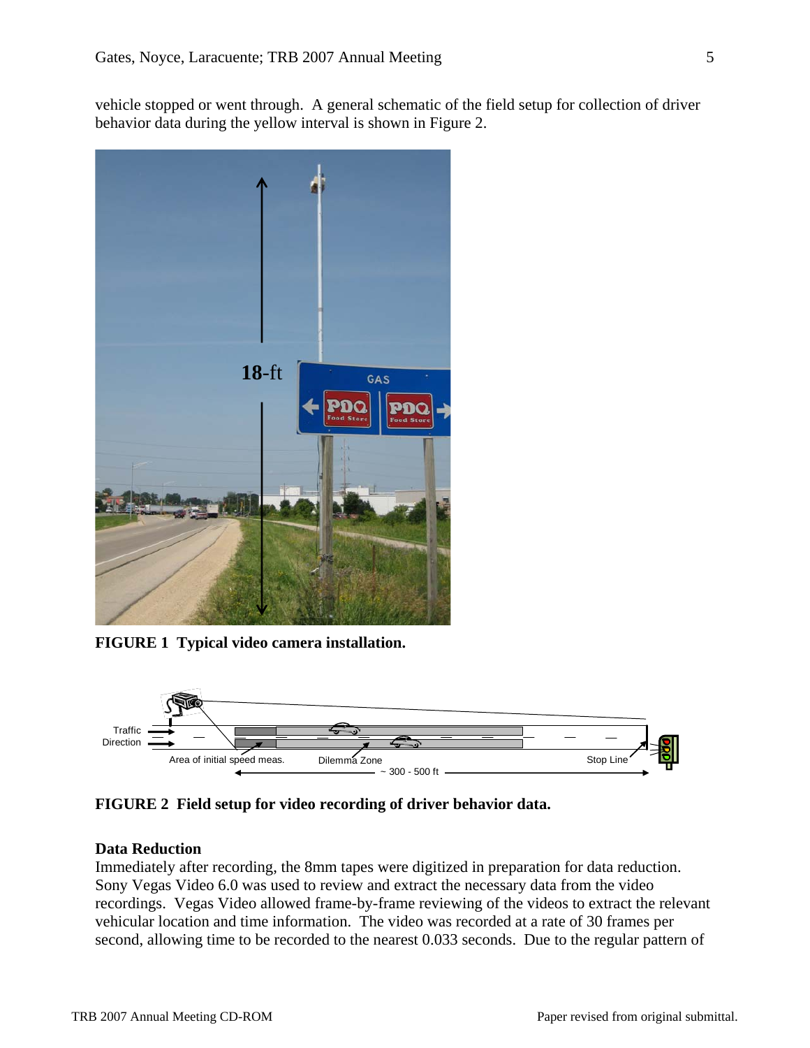vehicle stopped or went through. A general schematic of the field setup for collection of driver behavior data during the yellow interval is shown in Figure 2.

**FIGURE 1 Typical video camera installation.**

**FIGURE 2 Field setup for video recording of driver behavior data.**

## Data Reduction

Immediately after recording, the 8mm tapes were digitized in preparation for data reduction. Sony Vegas Video 6.0 was used to review and extract the necessary data from the video recordings. Vegas Video allowed frame-by-frame reviewing of the videos to extract the relevant vehicular location and time information. The video was recorded at a rate of 30 frames per second, allowing time to be recorded to the nearest 0.033 seconds. Due to the regular pattern of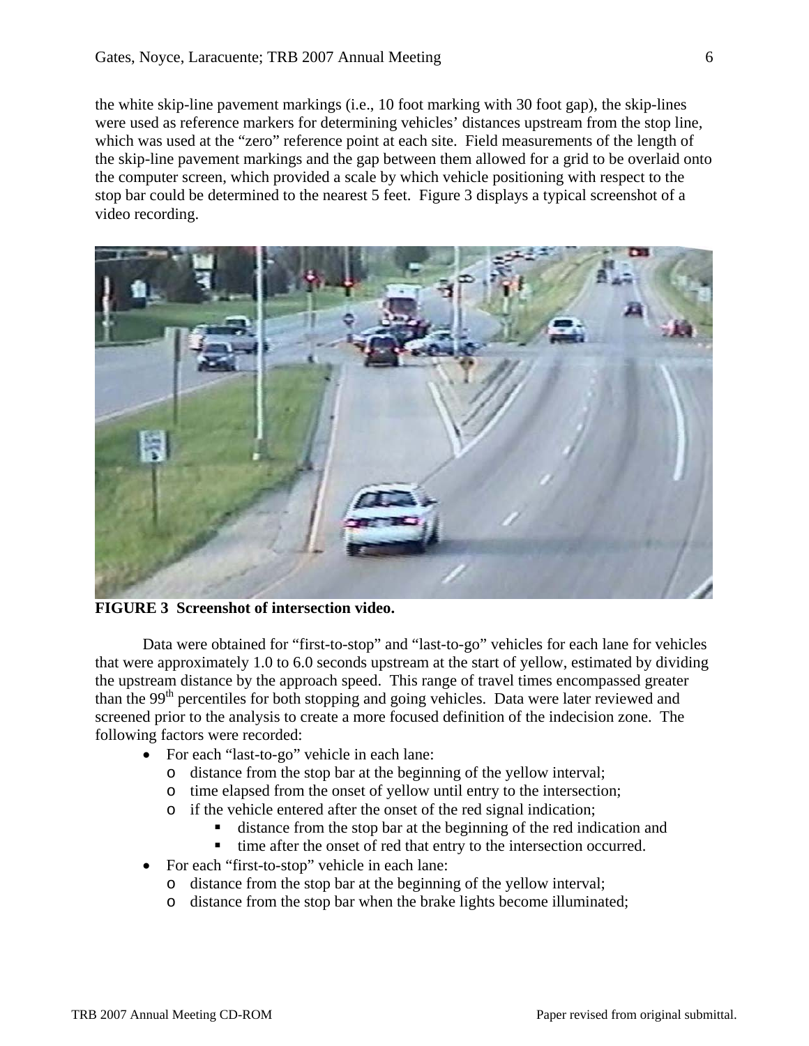the white skip-line pavement markings (i.e., 10 foot marking with 30 foot gap), the skip-lines were used as reference markers for determining vehicles' distances upstream from the stop line, which was used at the "zero" reference point at each site. Field measurements of the length of the skip-line pavement markings and the gap between them allowed for a grid to be overlaid onto the computer screen, which provided a scale by which vehicle positioning with respect to the stop bar could be determined to the nearest 5 feet. Figure 3 displays a typical screenshot of a video recording.

**FIGURE 3 Screenshot of intersection video.**

Data were obtained for "first-to-stop" and "last-to-go" vehicles for each lane for vehicles that were approximately 1.0 to 6.0 seconds upstream at the start of yellow, estimated by dividing the upstream distance by the approach speed. This range of travel times encompassed greater than the 99th percentiles for both stopping and going vehicles. Data were later reviewed and screened prior to the analysis to create a more focused definition of the indecision zone. The following factors were recorded:

- For each "last-to-go" vehicle in each lane:
  - distance from the stop bar at the beginning of the yellow interval;
  - time elapsed from the onset of yellow until entry to the intersection;
  - if the vehicle entered after the onset of the red signal indication;
    - distance from the stop bar at the beginning of the red indication and
    - time after the onset of red that entry to the intersection occurred.
- For each "first-to-stop" vehicle in each lane:
  - distance from the stop bar at the beginning of the yellow interval;
  - distance from the stop bar when the brake lights become illuminated;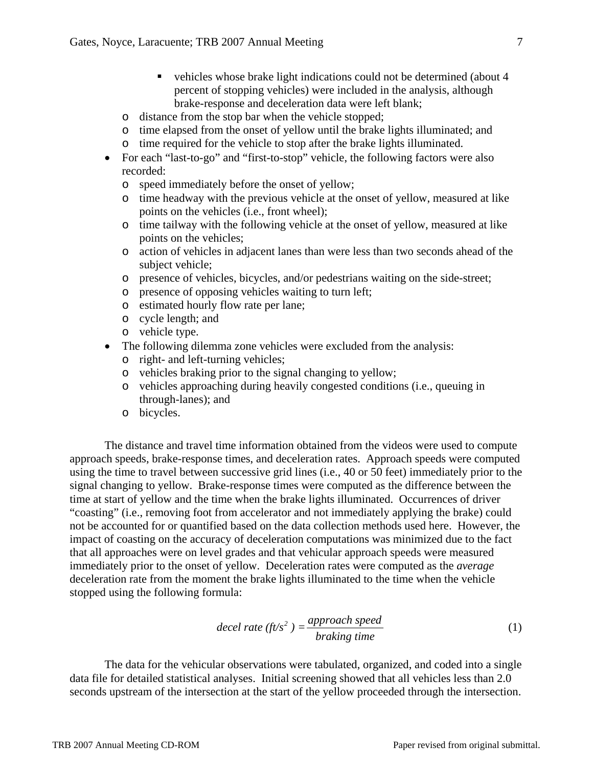- vehicles whose brake light indications could not be determined (about 4 percent of stopping vehicles) were included in the analysis, although brake-response and deceleration data were left blank;
    - distance from the stop bar when the vehicle stopped;
    - time elapsed from the onset of yellow until the brake lights illuminated; and
    - time required for the vehicle to stop after the brake lights illuminated.
- For each "last-to-go" and "first-to-stop" vehicle, the following factors were also recorded:
    - speed immediately before the onset of yellow;
    - time headway with the previous vehicle at the onset of yellow, measured at like points on the vehicles (i.e., front wheel);
    - time tailway with the following vehicle at the onset of yellow, measured at like points on the vehicles;
    - action of vehicles in adjacent lanes than were less than two seconds ahead of the subject vehicle;
    - presence of vehicles, bicycles, and/or pedestrians waiting on the side-street;
    - presence of opposing vehicles waiting to turn left;
    - estimated hourly flow rate per lane;
    - cycle length; and
    - vehicle type.
- The following dilemma zone vehicles were excluded from the analysis:
    - right- and left-turning vehicles;
    - vehicles braking prior to the signal changing to yellow;
    - vehicles approaching during heavily congested conditions (i.e., queuing in through-lanes); and
    - bicycles.

The distance and travel time information obtained from the videos were used to compute approach speeds, brake-response times, and deceleration rates. Approach speeds were computed using the time to travel between successive grid lines (i.e., 40 or 50 feet) immediately prior to the signal changing to yellow. Brake-response times were computed as the difference between the time at start of yellow and the time when the brake lights illuminated. Occurrences of driver "coasting" (i.e., removing foot from accelerator and not immediately applying the brake) could not be accounted for or quantified based on the data collection methods used here. However, the impact of coasting on the accuracy of deceleration computations was minimized due to the fact that all approaches were on level grades and that vehicular approach speeds were measured immediately prior to the onset of yellow. Deceleration rates were computed as the *average* deceleration rate from the moment the brake lights illuminated to the time when the vehicle stopped using the following formula:

$$\textit{decel rate } (ft/s^2) = \frac{\textit{approach speed}}{\textit{braking time}} \tag{1}$$

The data for the vehicular observations were tabulated, organized, and coded into a single data file for detailed statistical analyses. Initial screening showed that all vehicles less than 2.0 seconds upstream of the intersection at the start of the yellow proceeded through the intersection.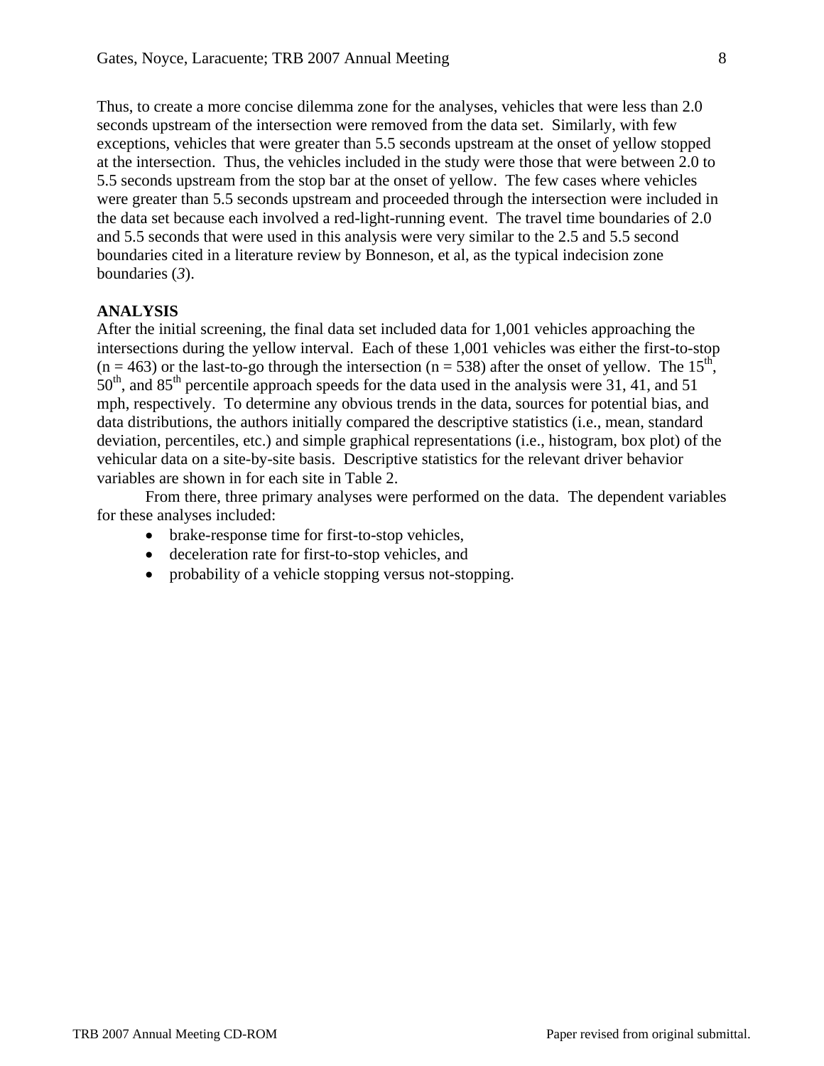Thus, to create a more concise dilemma zone for the analyses, vehicles that were less than 2.0 seconds upstream of the intersection were removed from the data set. Similarly, with few exceptions, vehicles that were greater than 5.5 seconds upstream at the onset of yellow stopped at the intersection. Thus, the vehicles included in the study were those that were between 2.0 to 5.5 seconds upstream from the stop bar at the onset of yellow. The few cases where vehicles were greater than 5.5 seconds upstream and proceeded through the intersection were included in the data set because each involved a red-light-running event. The travel time boundaries of 2.0 and 5.5 seconds that were used in this analysis were very similar to the 2.5 and 5.5 second boundaries cited in a literature review by Bonneson, et al, as the typical indecision zone boundaries (*3*).

**ANALYSIS**

After the initial screening, the final data set included data for 1,001 vehicles approaching the intersections during the yellow interval. Each of these 1,001 vehicles was either the first-to-stop (n = 463) or the last-to-go through the intersection (n = 538) after the onset of yellow. The $15^{th}$, $50^{th}$, and $85^{th}$ percentile approach speeds for the data used in the analysis were 31, 41, and 51 mph, respectively. To determine any obvious trends in the data, sources for potential bias, and data distributions, the authors initially compared the descriptive statistics (i.e., mean, standard deviation, percentiles, etc.) and simple graphical representations (i.e., histogram, box plot) of the vehicular data on a site-by-site basis. Descriptive statistics for the relevant driver behavior variables are shown in for each site in Table 2.

From there, three primary analyses were performed on the data. The dependent variables for these analyses included:

- brake-response time for first-to-stop vehicles,
- deceleration rate for first-to-stop vehicles, and
- probability of a vehicle stopping versus not-stopping.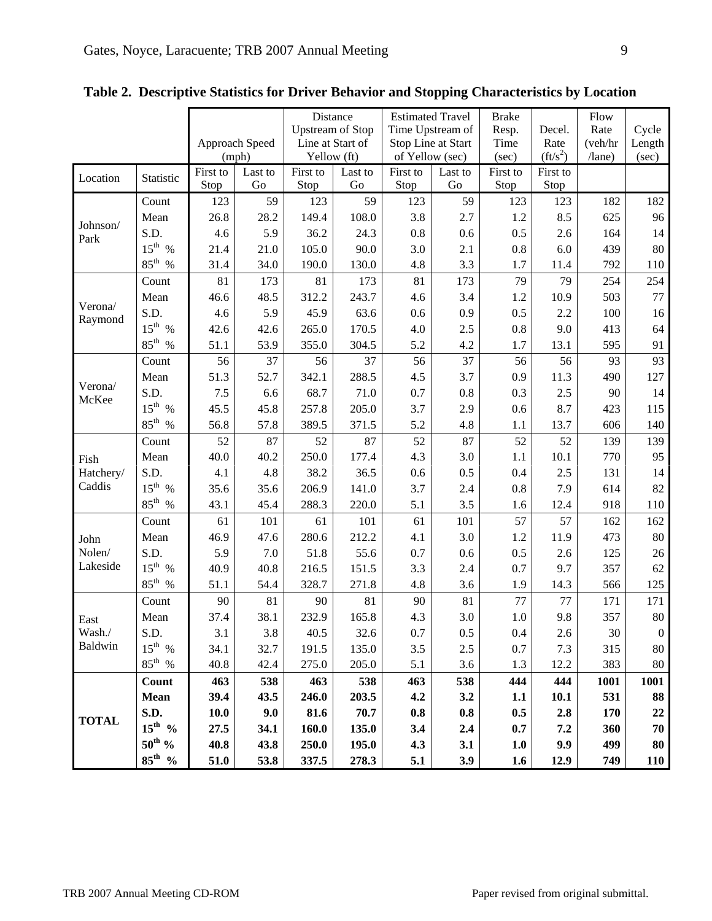**Table 2. Descriptive Statistics for Driver Behavior and Stopping Characteristics by Location**

| | | Approach Speed (mph) | | Distance Upstream of Stop Line at Start of Yellow (ft) | | Estimated Travel Time Upstream of Stop Line at Start of Yellow (sec) | | Brake Resp. Time (sec) | Decel. Rate (ft/s$^2$) | Flow Rate (veh/hr /lane) | Cycle Length (sec) |
|---|---|---|---|---|---|---|---|---|---|---|---|
| Location | Statistic | First to Stop | Last to Go | First to Stop | Last to Go | First to Stop | Last to Go | First to Stop | First to Stop | | |
| Johnson/ Park | Count | 123 | 59 | 123 | 59 | 123 | 59 | 123 | 123 | 182 | 182 |
| | Mean | 26.8 | 28.2 | 149.4 | 108.0 | 3.8 | 2.7 | 1.2 | 8.5 | 625 | 96 |
| | S.D. | 4.6 | 5.9 | 36.2 | 24.3 | 0.8 | 0.6 | 0.5 | 2.6 | 164 | 14 |
| | 15$^{th}$ % | 21.4 | 21.0 | 105.0 | 90.0 | 3.0 | 2.1 | 0.8 | 6.0 | 439 | 80 |
| | 85$^{th}$ % | 31.4 | 34.0 | 190.0 | 130.0 | 4.8 | 3.3 | 1.7 | 11.4 | 792 | 110 |
| Verona/ Raymond | Count | 81 | 173 | 81 | 173 | 81 | 173 | 79 | 79 | 254 | 254 |
| | Mean | 46.6 | 48.5 | 312.2 | 243.7 | 4.6 | 3.4 | 1.2 | 10.9 | 503 | 77 |
| | S.D. | 4.6 | 5.9 | 45.9 | 63.6 | 0.6 | 0.9 | 0.5 | 2.2 | 100 | 16 |
| | 15$^{th}$ % | 42.6 | 42.6 | 265.0 | 170.5 | 4.0 | 2.5 | 0.8 | 9.0 | 413 | 64 |
| | 85$^{th}$ % | 51.1 | 53.9 | 355.0 | 304.5 | 5.2 | 4.2 | 1.7 | 13.1 | 595 | 91 |
| Verona/ McKee | Count | 56 | 37 | 56 | 37 | 56 | 37 | 56 | 56 | 93 | 93 |
| | Mean | 51.3 | 52.7 | 342.1 | 288.5 | 4.5 | 3.7 | 0.9 | 11.3 | 490 | 127 |
| | S.D. | 7.5 | 6.6 | 68.7 | 71.0 | 0.7 | 0.8 | 0.3 | 2.5 | 90 | 14 |
| | 15$^{th}$ % | 45.5 | 45.8 | 257.8 | 205.0 | 3.7 | 2.9 | 0.6 | 8.7 | 423 | 115 |
| | 85$^{th}$ % | 56.8 | 57.8 | 389.5 | 371.5 | 5.2 | 4.8 | 1.1 | 13.7 | 606 | 140 |
| Fish Hatchery/ Caddis | Count | 52 | 87 | 52 | 87 | 52 | 87 | 52 | 52 | 139 | 139 |
| | Mean | 40.0 | 40.2 | 250.0 | 177.4 | 4.3 | 3.0 | 1.1 | 10.1 | 770 | 95 |
| | S.D. | 4.1 | 4.8 | 38.2 | 36.5 | 0.6 | 0.5 | 0.4 | 2.5 | 131 | 14 |
| | 15$^{th}$ % | 35.6 | 35.6 | 206.9 | 141.0 | 3.7 | 2.4 | 0.8 | 7.9 | 614 | 82 |
| | 85$^{th}$ % | 43.1 | 45.4 | 288.3 | 220.0 | 5.1 | 3.5 | 1.6 | 12.4 | 918 | 110 |
| John Nolen/ Lakeside | Count | 61 | 101 | 61 | 101 | 61 | 101 | 57 | 57 | 162 | 162 |
| | Mean | 46.9 | 47.6 | 280.6 | 212.2 | 4.1 | 3.0 | 1.2 | 11.9 | 473 | 80 |
| | S.D. | 5.9 | 7.0 | 51.8 | 55.6 | 0.7 | 0.6 | 0.5 | 2.6 | 125 | 26 |
| | 15$^{th}$ % | 40.9 | 40.8 | 216.5 | 151.5 | 3.3 | 2.4 | 0.7 | 9.7 | 357 | 62 |
| | 85$^{th}$ % | 51.1 | 54.4 | 328.7 | 271.8 | 4.8 | 3.6 | 1.9 | 14.3 | 566 | 125 |
| East Wash./ Baldwin | Count | 90 | 81 | 90 | 81 | 90 | 81 | 77 | 77 | 171 | 171 |
| | Mean | 37.4 | 38.1 | 232.9 | 165.8 | 4.3 | 3.0 | 1.0 | 9.8 | 357 | 80 |
| | S.D. | 3.1 | 3.8 | 40.5 | 32.6 | 0.7 | 0.5 | 0.4 | 2.6 | 30 | 0 |
| | 15$^{th}$ % | 34.1 | 32.7 | 191.5 | 135.0 | 3.5 | 2.5 | 0.7 | 7.3 | 315 | 80 |
| | 85$^{th}$ % | 40.8 | 42.4 | 275.0 | 205.0 | 5.1 | 3.6 | 1.3 | 12.2 | 383 | 80 |
| **TOTAL** | **Count** | **463** | **538** | **463** | **538** | **463** | **538** | **444** | **444** | **1001** | **1001** |
| | **Mean** | **39.4** | **43.5** | **246.0** | **203.5** | **4.2** | **3.2** | **1.1** | **10.1** | **531** | **88** |
| | **S.D.** | **10.0** | **9.0** | **81.6** | **70.7** | **0.8** | **0.8** | **0.5** | **2.8** | **170** | **22** |
| | **15$^{th}$ %** | **27.5** | **34.1** | **160.0** | **135.0** | **3.4** | **2.4** | **0.7** | **7.2** | **360** | **70** |
| | **50$^{th}$ %** | **40.8** | **43.8** | **250.0** | **195.0** | **4.3** | **3.1** | **1.0** | **9.9** | **499** | **80** |
| | **85$^{th}$ %** | **51.0** | **53.8** | **337.5** | **278.3** | **5.1** | **3.9** | **1.6** | **12.9** | **749** | **110** |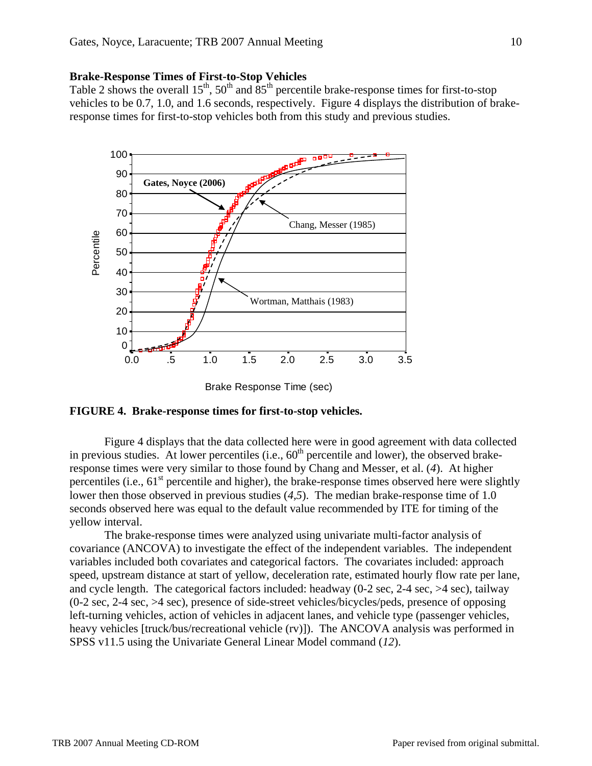### Brake-Response Times of First-to-Stop Vehicles

Table 2 shows the overall 15th, 50th and 85th percentile brake-response times for first-to-stop vehicles to be 0.7, 1.0, and 1.6 seconds, respectively. Figure 4 displays the distribution of brake-response times for first-to-stop vehicles both from this study and previous studies.

**FIGURE 4. Brake-response times for first-to-stop vehicles.**

Figure 4 displays that the data collected here were in good agreement with data collected in previous studies. At lower percentiles (i.e., 60th percentile and lower), the observed brake-response times were very similar to those found by Chang and Messer, et al. (*4*). At higher percentiles (i.e., 61st percentile and higher), the brake-response times observed here were slightly lower then those observed in previous studies (*4,5*). The median brake-response time of 1.0 seconds observed here was equal to the default value recommended by ITE for timing of the yellow interval.

The brake-response times were analyzed using univariate multi-factor analysis of covariance (ANCOVA) to investigate the effect of the independent variables. The independent variables included both covariates and categorical factors. The covariates included: approach speed, upstream distance at start of yellow, deceleration rate, estimated hourly flow rate per lane, and cycle length. The categorical factors included: headway (0-2 sec, 2-4 sec, >4 sec), tailway (0-2 sec, 2-4 sec, >4 sec), presence of side-street vehicles/bicycles/peds, presence of opposing left-turning vehicles, action of vehicles in adjacent lanes, and vehicle type (passenger vehicles, heavy vehicles [truck/bus/recreational vehicle (rv)]). The ANCOVA analysis was performed in SPSS v11.5 using the Univariate General Linear Model command (*12*).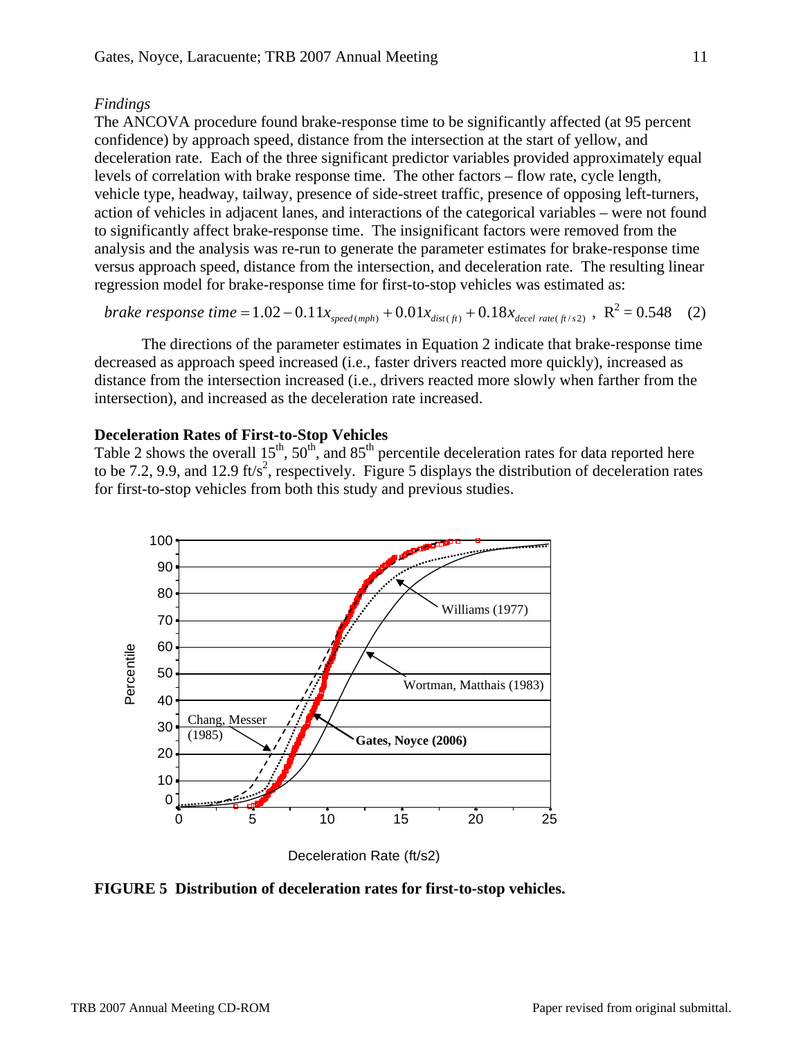*Findings*

The ANCOVA procedure found brake-response time to be significantly affected (at 95 percent confidence) by approach speed, distance from the intersection at the start of yellow, and deceleration rate. Each of the three significant predictor variables provided approximately equal levels of correlation with brake response time. The other factors – flow rate, cycle length, vehicle type, headway, tailway, presence of side-street traffic, presence of opposing left-turners, action of vehicles in adjacent lanes, and interactions of the categorical variables – were not found to significantly affect brake-response time. The insignificant factors were removed from the analysis and the analysis was re-run to generate the parameter estimates for brake-response time versus approach speed, distance from the intersection, and deceleration rate. The resulting linear regression model for brake-response time for first-to-stop vehicles was estimated as:

$$brake\ response\ time = 1.02 - 0.11x_{speed\,(mph)} + 0.01x_{dist\,(ft)} + 0.18x_{decel\ rate\,(ft/s2)}\ ,\ \ R^2 = 0.548 \quad (2)$$

The directions of the parameter estimates in Equation 2 indicate that brake-response time decreased as approach speed increased (i.e., faster drivers reacted more quickly), increased as distance from the intersection increased (i.e., drivers reacted more slowly when farther from the intersection), and increased as the deceleration rate increased.

**Deceleration Rates of First-to-Stop Vehicles**

Table 2 shows the overall 15th, 50th, and 85th percentile deceleration rates for data reported here to be 7.2, 9.9, and 12.9 ft/s$^2$, respectively. Figure 5 displays the distribution of deceleration rates for first-to-stop vehicles from both this study and previous studies.

**FIGURE 5 Distribution of deceleration rates for first-to-stop vehicles.**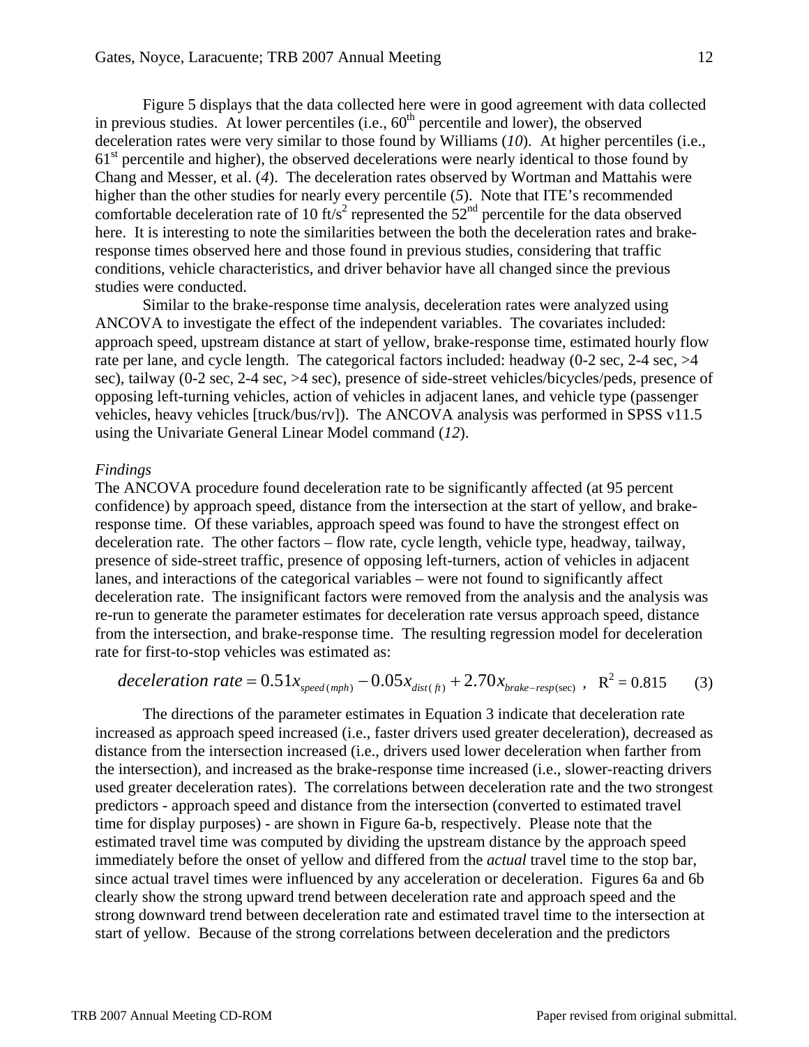Figure 5 displays that the data collected here were in good agreement with data collected in previous studies. At lower percentiles (i.e., 60th percentile and lower), the observed deceleration rates were very similar to those found by Williams (*10*). At higher percentiles (i.e., 61st percentile and higher), the observed decelerations were nearly identical to those found by Chang and Messer, et al. (*4*). The deceleration rates observed by Wortman and Mattahis were higher than the other studies for nearly every percentile (*5*). Note that ITE's recommended comfortable deceleration rate of 10 ft/s$^2$ represented the 52nd percentile for the data observed here. It is interesting to note the similarities between the both the deceleration rates and brake-response times observed here and those found in previous studies, considering that traffic conditions, vehicle characteristics, and driver behavior have all changed since the previous studies were conducted.

Similar to the brake-response time analysis, deceleration rates were analyzed using ANCOVA to investigate the effect of the independent variables. The covariates included: approach speed, upstream distance at start of yellow, brake-response time, estimated hourly flow rate per lane, and cycle length. The categorical factors included: headway (0-2 sec, 2-4 sec, >4 sec), tailway (0-2 sec, 2-4 sec, >4 sec), presence of side-street vehicles/bicycles/peds, presence of opposing left-turning vehicles, action of vehicles in adjacent lanes, and vehicle type (passenger vehicles, heavy vehicles [truck/bus/rv]). The ANCOVA analysis was performed in SPSS v11.5 using the Univariate General Linear Model command (*12*).

*Findings*

The ANCOVA procedure found deceleration rate to be significantly affected (at 95 percent confidence) by approach speed, distance from the intersection at the start of yellow, and brake-response time. Of these variables, approach speed was found to have the strongest effect on deceleration rate. The other factors – flow rate, cycle length, vehicle type, headway, tailway, presence of side-street traffic, presence of opposing left-turners, action of vehicles in adjacent lanes, and interactions of the categorical variables – were not found to significantly affect deceleration rate. The insignificant factors were removed from the analysis and the analysis was re-run to generate the parameter estimates for deceleration rate versus approach speed, distance from the intersection, and brake-response time. The resulting regression model for deceleration rate for first-to-stop vehicles was estimated as:

$$deceleration\ rate = 0.51x_{speed(mph)} - 0.05x_{dist(ft)} + 2.70x_{brake-resp(\sec)}\ ,\quad R^2 = 0.815 \qquad (3)$$

The directions of the parameter estimates in Equation 3 indicate that deceleration rate increased as approach speed increased (i.e., faster drivers used greater deceleration), decreased as distance from the intersection increased (i.e., drivers used lower deceleration when farther from the intersection), and increased as the brake-response time increased (i.e., slower-reacting drivers used greater deceleration rates). The correlations between deceleration rate and the two strongest predictors - approach speed and distance from the intersection (converted to estimated travel time for display purposes) - are shown in Figure 6a-b, respectively. Please note that the estimated travel time was computed by dividing the upstream distance by the approach speed immediately before the onset of yellow and differed from the *actual* travel time to the stop bar, since actual travel times were influenced by any acceleration or deceleration. Figures 6a and 6b clearly show the strong upward trend between deceleration rate and approach speed and the strong downward trend between deceleration rate and estimated travel time to the intersection at start of yellow. Because of the strong correlations between deceleration and the predictors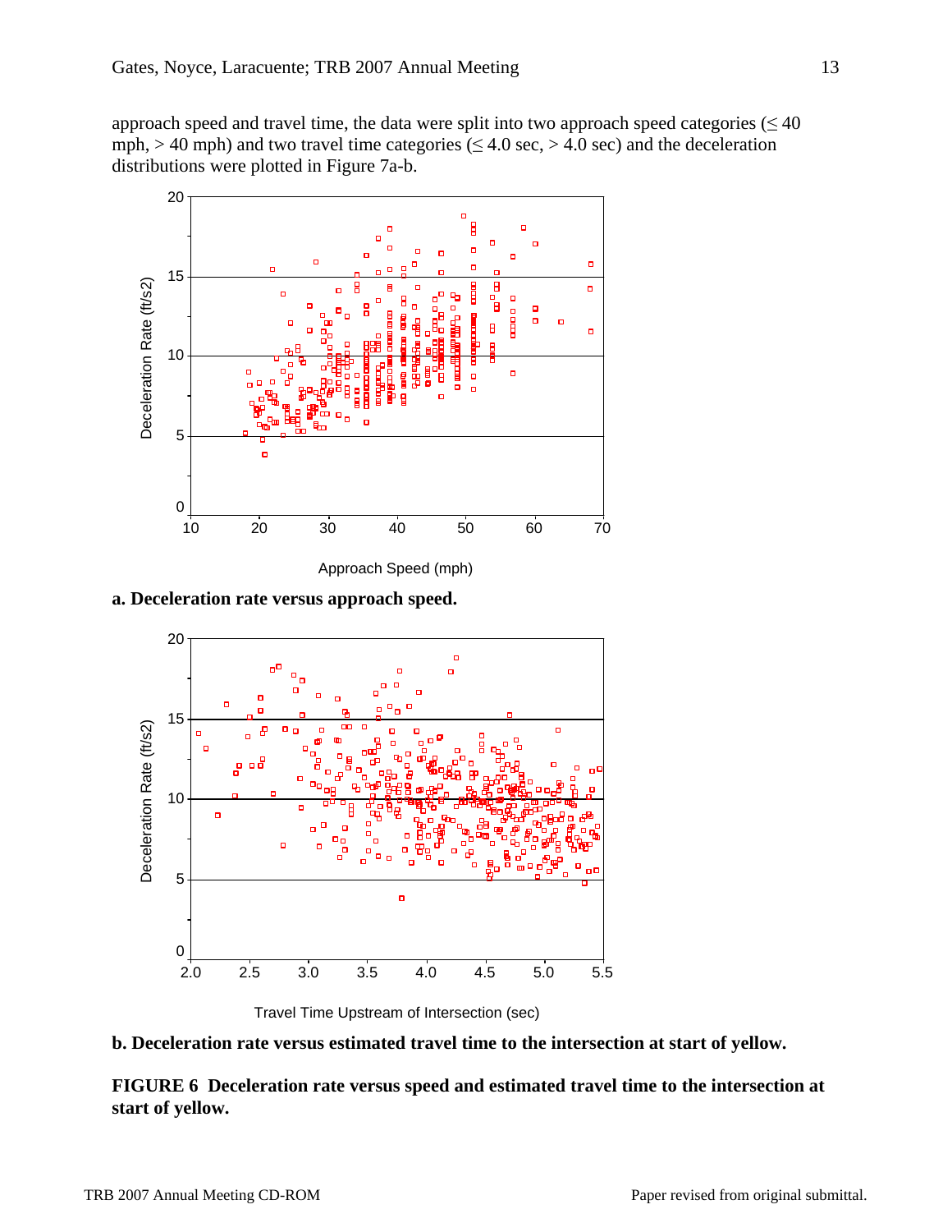approach speed and travel time, the data were split into two approach speed categories (≤ 40 mph, > 40 mph) and two travel time categories (≤ 4.0 sec, > 4.0 sec) and the deceleration distributions were plotted in Figure 7a-b.

**a. Deceleration rate versus approach speed.**

**b. Deceleration rate versus estimated travel time to the intersection at start of yellow.**

**FIGURE 6 Deceleration rate versus speed and estimated travel time to the intersection at start of yellow.**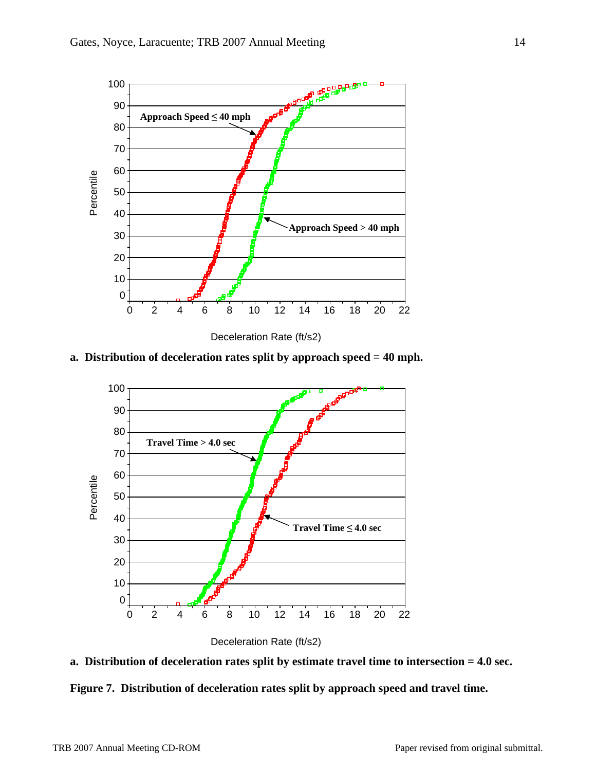a. Distribution of deceleration rates split by approach speed = 40 mph.

a. Distribution of deceleration rates split by estimate travel time to intersection = 4.0 sec.

**Figure 7. Distribution of deceleration rates split by approach speed and travel time.**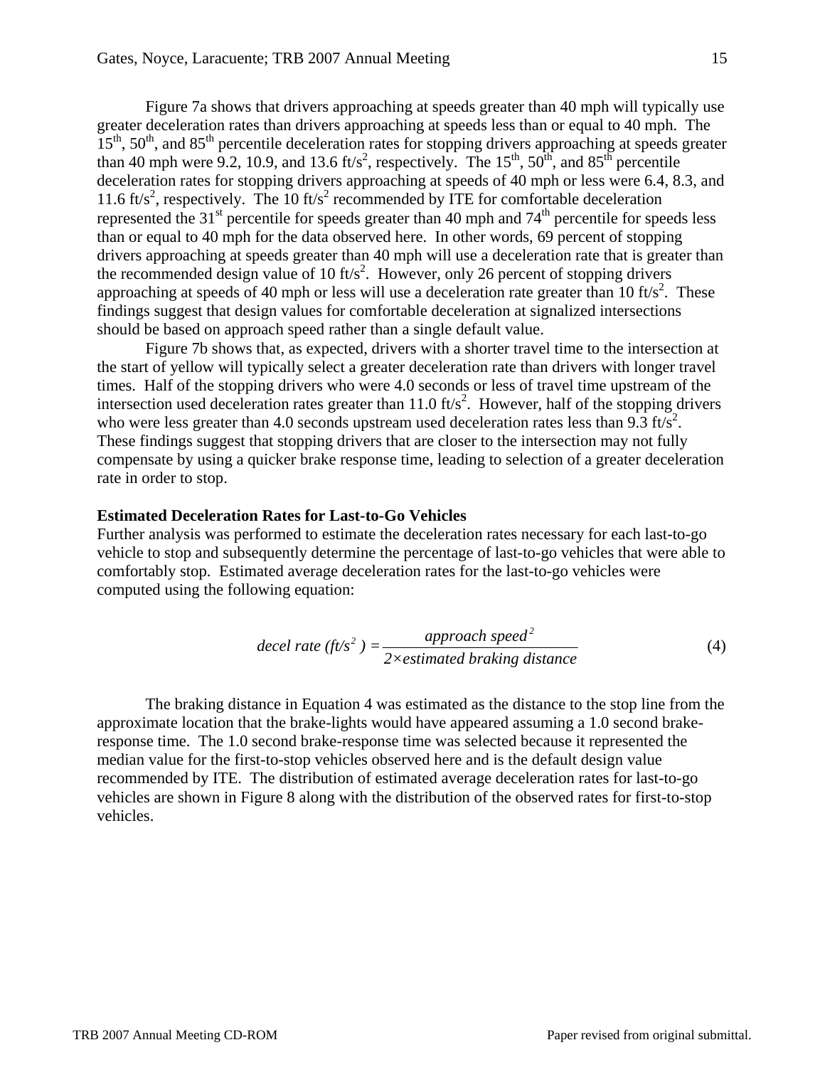Figure 7a shows that drivers approaching at speeds greater than 40 mph will typically use greater deceleration rates than drivers approaching at speeds less than or equal to 40 mph. The $15^{th}$, $50^{th}$, and $85^{th}$ percentile deceleration rates for stopping drivers approaching at speeds greater than 40 mph were 9.2, 10.9, and 13.6 ft/s$^2$, respectively. The $15^{th}$, $50^{th}$, and $85^{th}$ percentile deceleration rates for stopping drivers approaching at speeds of 40 mph or less were 6.4, 8.3, and 11.6 ft/s$^2$, respectively. The 10 ft/s$^2$ recommended by ITE for comfortable deceleration represented the $31^{st}$ percentile for speeds greater than 40 mph and $74^{th}$ percentile for speeds less than or equal to 40 mph for the data observed here. In other words, 69 percent of stopping drivers approaching at speeds greater than 40 mph will use a deceleration rate that is greater than the recommended design value of 10 ft/s$^2$. However, only 26 percent of stopping drivers approaching at speeds of 40 mph or less will use a deceleration rate greater than 10 ft/s$^2$. These findings suggest that design values for comfortable deceleration at signalized intersections should be based on approach speed rather than a single default value.

Figure 7b shows that, as expected, drivers with a shorter travel time to the intersection at the start of yellow will typically select a greater deceleration rate than drivers with longer travel times. Half of the stopping drivers who were 4.0 seconds or less of travel time upstream of the intersection used deceleration rates greater than 11.0 ft/s$^2$. However, half of the stopping drivers who were less greater than 4.0 seconds upstream used deceleration rates less than 9.3 ft/s$^2$. These findings suggest that stopping drivers that are closer to the intersection may not fully compensate by using a quicker brake response time, leading to selection of a greater deceleration rate in order to stop.

**Estimated Deceleration Rates for Last-to-Go Vehicles**

Further analysis was performed to estimate the deceleration rates necessary for each last-to-go vehicle to stop and subsequently determine the percentage of last-to-go vehicles that were able to comfortably stop. Estimated average deceleration rates for the last-to-go vehicles were computed using the following equation:

$$decel\ rate\ (ft/s^2) = \frac{approach\ speed^2}{2 \times estimated\ braking\ distance} \qquad (4)$$

The braking distance in Equation 4 was estimated as the distance to the stop line from the approximate location that the brake-lights would have appeared assuming a 1.0 second brake-response time. The 1.0 second brake-response time was selected because it represented the median value for the first-to-stop vehicles observed here and is the default design value recommended by ITE. The distribution of estimated average deceleration rates for last-to-go vehicles are shown in Figure 8 along with the distribution of the observed rates for first-to-stop vehicles.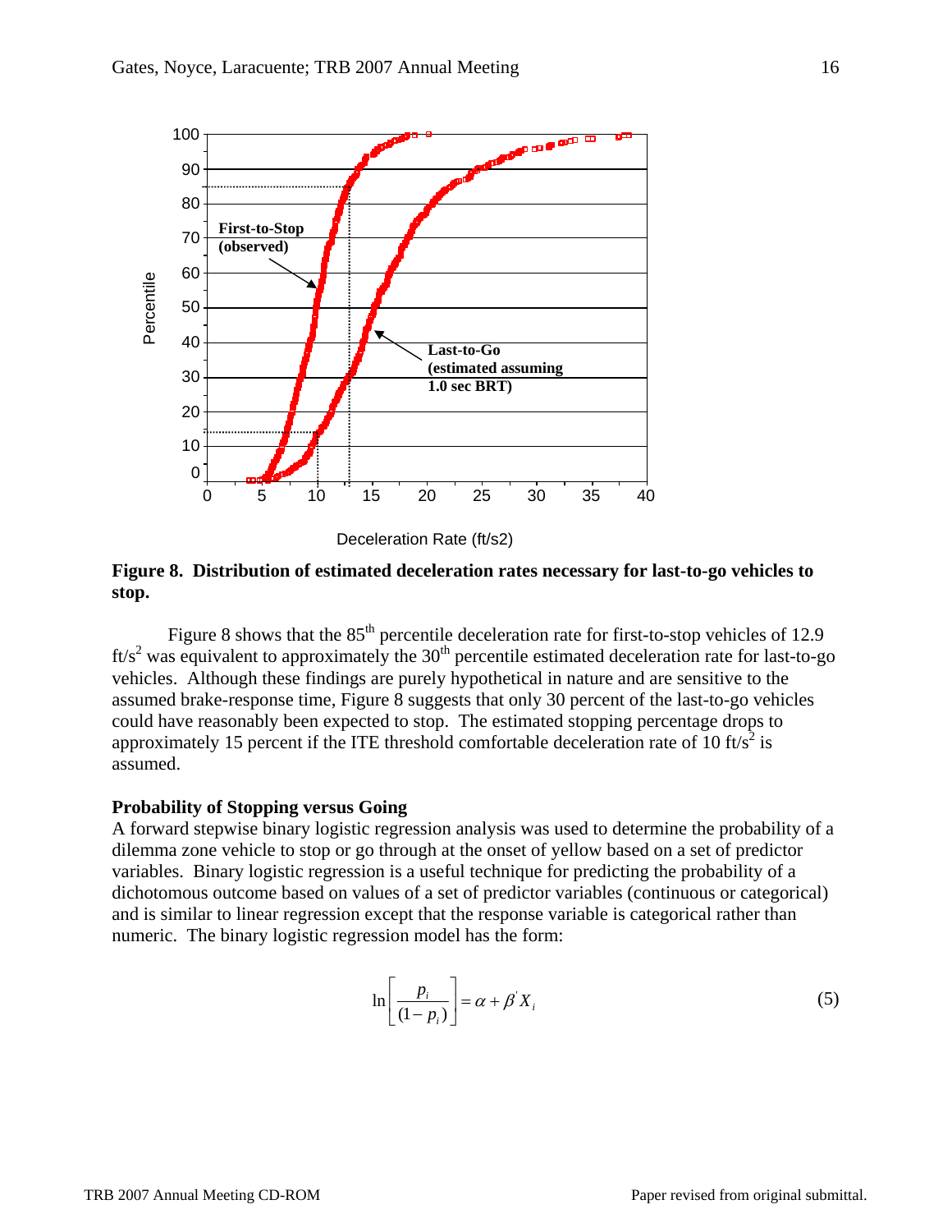**Figure 8. Distribution of estimated deceleration rates necessary for last-to-go vehicles to stop.**

Figure 8 shows that the 85th percentile deceleration rate for first-to-stop vehicles of 12.9 ft/s$^2$ was equivalent to approximately the 30th percentile estimated deceleration rate for last-to-go vehicles. Although these findings are purely hypothetical in nature and are sensitive to the assumed brake-response time, Figure 8 suggests that only 30 percent of the last-to-go vehicles could have reasonably been expected to stop. The estimated stopping percentage drops to approximately 15 percent if the ITE threshold comfortable deceleration rate of 10 ft/s$^2$ is assumed.

**Probability of Stopping versus Going**

A forward stepwise binary logistic regression analysis was used to determine the probability of a dilemma zone vehicle to stop or go through at the onset of yellow based on a set of predictor variables. Binary logistic regression is a useful technique for predicting the probability of a dichotomous outcome based on values of a set of predictor variables (continuous or categorical) and is similar to linear regression except that the response variable is categorical rather than numeric. The binary logistic regression model has the form:

$$\ln\left[\frac{p_i}{(1-p_i)}\right] = \alpha + \beta' X_i \qquad (5)$$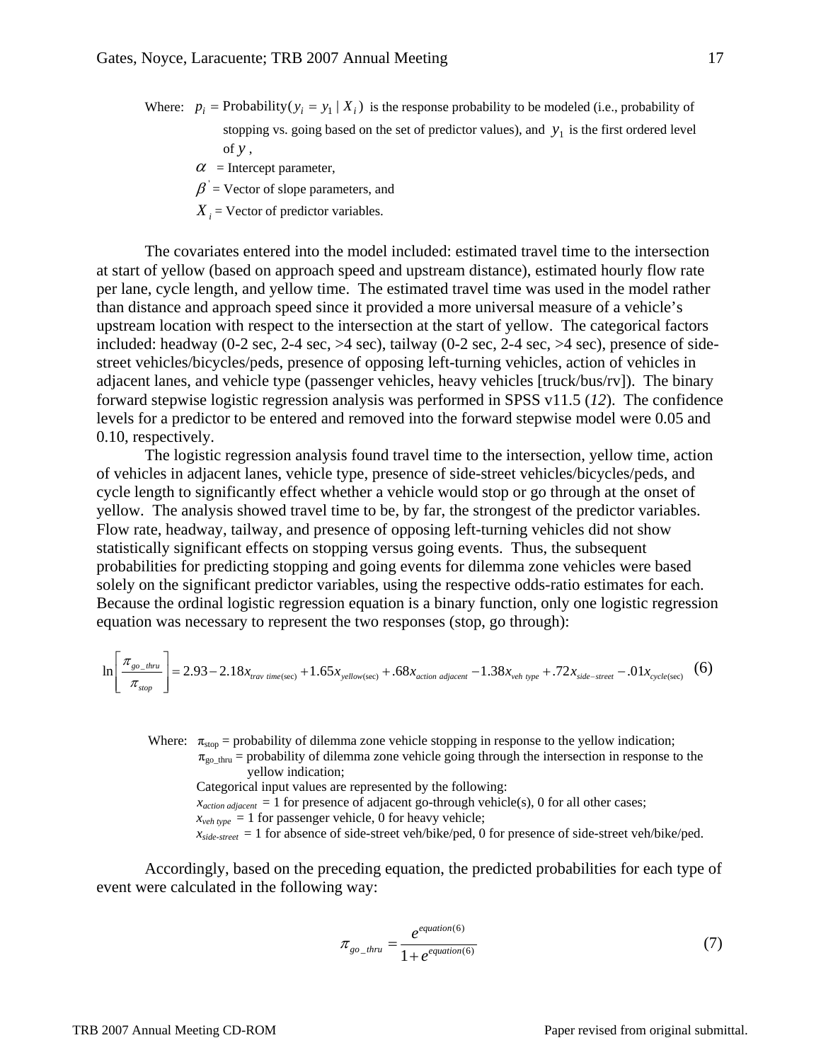Where: $p_i = \text{Probability}(y_i = y_1 \mid X_i)$ is the response probability to be modeled (i.e., probability of stopping vs. going based on the set of predictor values), and $y_1$ is the first ordered level of $y$,

$\alpha$ = Intercept parameter,

$\beta'$ = Vector of slope parameters, and

$X_i$ = Vector of predictor variables.

The covariates entered into the model included: estimated travel time to the intersection at start of yellow (based on approach speed and upstream distance), estimated hourly flow rate per lane, cycle length, and yellow time. The estimated travel time was used in the model rather than distance and approach speed since it provided a more universal measure of a vehicle's upstream location with respect to the intersection at the start of yellow. The categorical factors included: headway (0-2 sec, 2-4 sec, >4 sec), tailway (0-2 sec, 2-4 sec, >4 sec), presence of side-street vehicles/bicycles/peds, presence of opposing left-turning vehicles, action of vehicles in adjacent lanes, and vehicle type (passenger vehicles, heavy vehicles [truck/bus/rv]). The binary forward stepwise logistic regression analysis was performed in SPSS v11.5 (*12*). The confidence levels for a predictor to be entered and removed into the forward stepwise model were 0.05 and 0.10, respectively.

The logistic regression analysis found travel time to the intersection, yellow time, action of vehicles in adjacent lanes, vehicle type, presence of side-street vehicles/bicycles/peds, and cycle length to significantly effect whether a vehicle would stop or go through at the onset of yellow. The analysis showed travel time to be, by far, the strongest of the predictor variables. Flow rate, headway, tailway, and presence of opposing left-turning vehicles did not show statistically significant effects on stopping versus going events. Thus, the subsequent probabilities for predicting stopping and going events for dilemma zone vehicles were based solely on the significant predictor variables, using the respective odds-ratio estimates for each. Because the ordinal logistic regression equation is a binary function, only one logistic regression equation was necessary to represent the two responses (stop, go through):

$$\ln\left[\frac{\pi_{go\_thru}}{\pi_{stop}}\right] = 2.93 - 2.18x_{trav\ time(\text{sec})} + 1.65x_{yellow(\text{sec})} + .68x_{action\ adjacent} - 1.38x_{veh\ type} + .72x_{side-street} - .01x_{cycle(\text{sec})} \quad (6)$$

Where: $\pi_{stop}$ = probability of dilemma zone vehicle stopping in response to the yellow indication;

$\pi_{go\_thru}$ = probability of dilemma zone vehicle going through the intersection in response to the yellow indication;

Categorical input values are represented by the following:

$x_{action\ adjacent}$ = 1 for presence of adjacent go-through vehicle(s), 0 for all other cases;

$x_{veh\ type}$ = 1 for passenger vehicle, 0 for heavy vehicle;

$x_{side\text{-}street}$ = 1 for absence of side-street veh/bike/ped, 0 for presence of side-street veh/bike/ped.

Accordingly, based on the preceding equation, the predicted probabilities for each type of event were calculated in the following way:

$$\pi_{go\_thru} = \frac{e^{equation(6)}}{1 + e^{equation(6)}} \quad (7)$$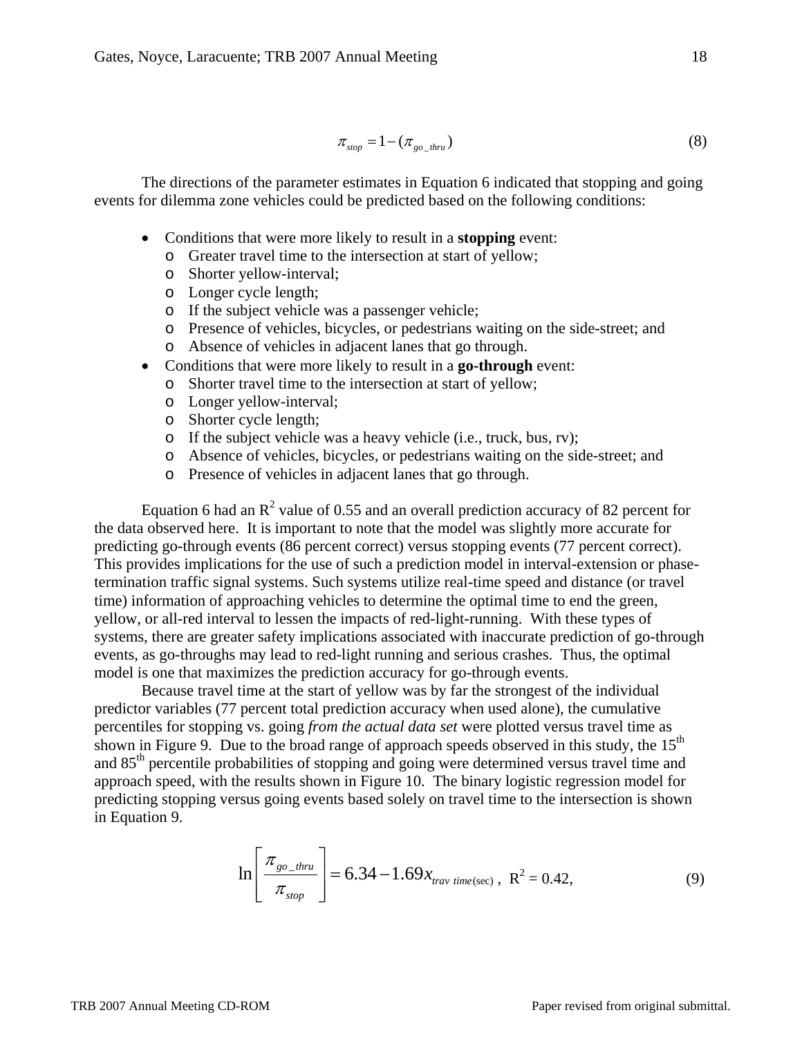$$\pi_{stop} = 1 - (\pi_{go\_thru}) \tag{8}$$

The directions of the parameter estimates in Equation 6 indicated that stopping and going events for dilemma zone vehicles could be predicted based on the following conditions:

- Conditions that were more likely to result in a **stopping** event:
  - Greater travel time to the intersection at start of yellow;
  - Shorter yellow-interval;
  - Longer cycle length;
  - If the subject vehicle was a passenger vehicle;
  - Presence of vehicles, bicycles, or pedestrians waiting on the side-street; and
  - Absence of vehicles in adjacent lanes that go through.
- Conditions that were more likely to result in a **go-through** event:
  - Shorter travel time to the intersection at start of yellow;
  - Longer yellow-interval;
  - Shorter cycle length;
  - If the subject vehicle was a heavy vehicle (i.e., truck, bus, rv);
  - Absence of vehicles, bicycles, or pedestrians waiting on the side-street; and
  - Presence of vehicles in adjacent lanes that go through.

Equation 6 had an $R^2$ value of 0.55 and an overall prediction accuracy of 82 percent for the data observed here. It is important to note that the model was slightly more accurate for predicting go-through events (86 percent correct) versus stopping events (77 percent correct). This provides implications for the use of such a prediction model in interval-extension or phase-termination traffic signal systems. Such systems utilize real-time speed and distance (or travel time) information of approaching vehicles to determine the optimal time to end the green, yellow, or all-red interval to lessen the impacts of red-light-running. With these types of systems, there are greater safety implications associated with inaccurate prediction of go-through events, as go-throughs may lead to red-light running and serious crashes. Thus, the optimal model is one that maximizes the prediction accuracy for go-through events.

Because travel time at the start of yellow was by far the strongest of the individual predictor variables (77 percent total prediction accuracy when used alone), the cumulative percentiles for stopping vs. going *from the actual data set* were plotted versus travel time as shown in Figure 9. Due to the broad range of approach speeds observed in this study, the 15th and 85th percentile probabilities of stopping and going were determined versus travel time and approach speed, with the results shown in Figure 10. The binary logistic regression model for predicting stopping versus going events based solely on travel time to the intersection is shown in Equation 9.

$$\ln\left[\frac{\pi_{go\_thru}}{\pi_{stop}}\right] = 6.34 - 1.69x_{trav\ time(\text{sec})}\ ,\ R^2 = 0.42, \tag{9}$$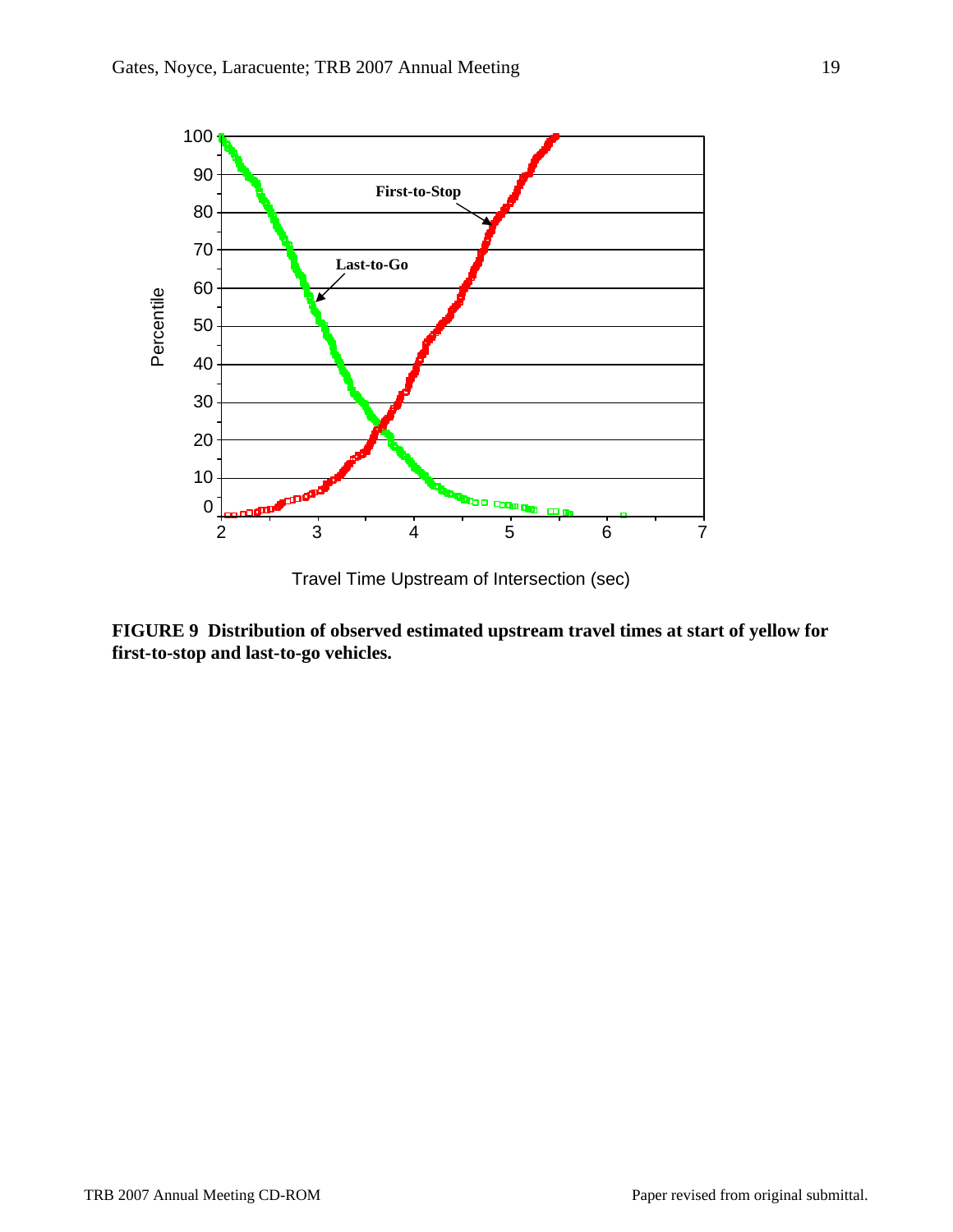**FIGURE 9 Distribution of observed estimated upstream travel times at start of yellow for first-to-stop and last-to-go vehicles.**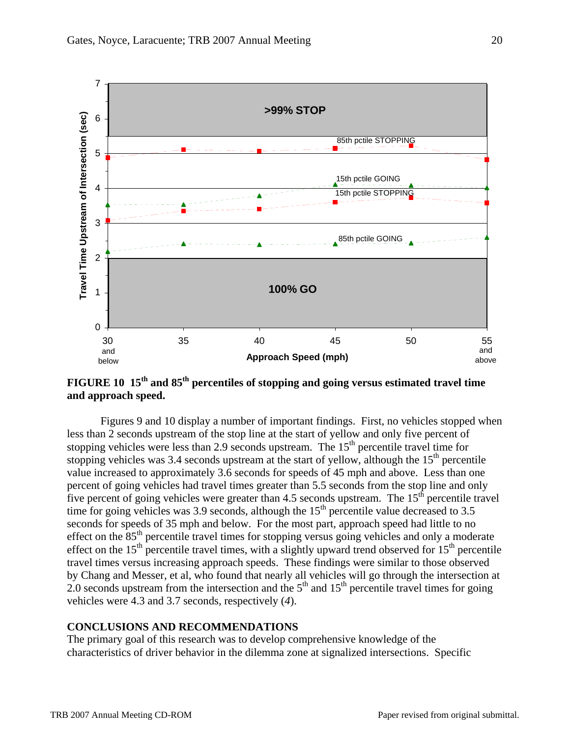**FIGURE 10 15th and 85th percentiles of stopping and going versus estimated travel time and approach speed.**

Figures 9 and 10 display a number of important findings. First, no vehicles stopped when less than 2 seconds upstream of the stop line at the start of yellow and only five percent of stopping vehicles were less than 2.9 seconds upstream. The 15th percentile travel time for stopping vehicles was 3.4 seconds upstream at the start of yellow, although the 15th percentile value increased to approximately 3.6 seconds for speeds of 45 mph and above. Less than one percent of going vehicles had travel times greater than 5.5 seconds from the stop line and only five percent of going vehicles were greater than 4.5 seconds upstream. The 15th percentile travel time for going vehicles was 3.9 seconds, although the 15th percentile value decreased to 3.5 seconds for speeds of 35 mph and below. For the most part, approach speed had little to no effect on the 85th percentile travel times for stopping versus going vehicles and only a moderate effect on the 15th percentile travel times, with a slightly upward trend observed for 15th percentile travel times versus increasing approach speeds. These findings were similar to those observed by Chang and Messer, et al, who found that nearly all vehicles will go through the intersection at 2.0 seconds upstream from the intersection and the 5th and 15th percentile travel times for going vehicles were 4.3 and 3.7 seconds, respectively (*4*).

## CONCLUSIONS AND RECOMMENDATIONS

The primary goal of this research was to develop comprehensive knowledge of the characteristics of driver behavior in the dilemma zone at signalized intersections. Specific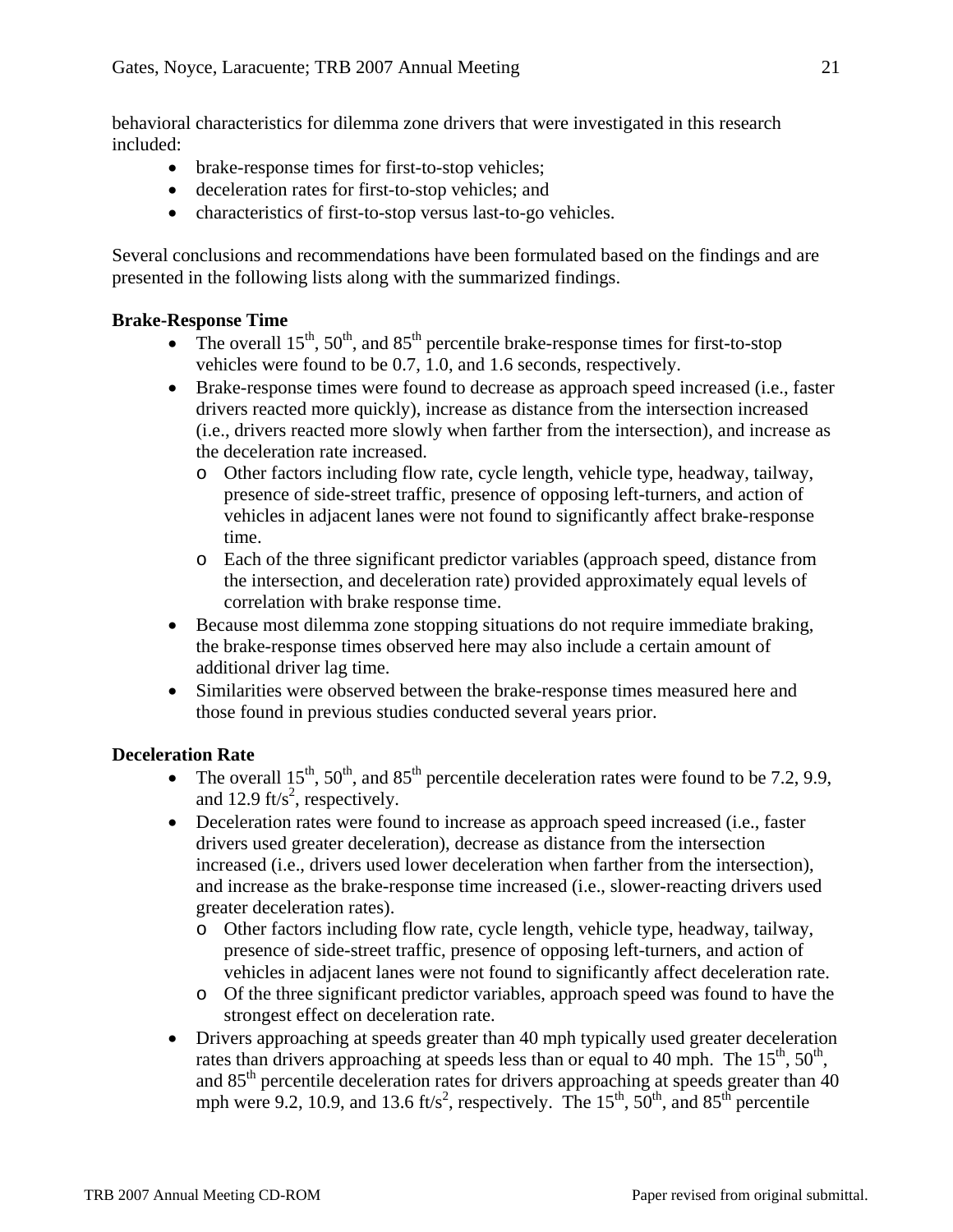behavioral characteristics for dilemma zone drivers that were investigated in this research included:

- brake-response times for first-to-stop vehicles;
- deceleration rates for first-to-stop vehicles; and
- characteristics of first-to-stop versus last-to-go vehicles.

Several conclusions and recommendations have been formulated based on the findings and are presented in the following lists along with the summarized findings.

**Brake-Response Time**

- The overall 15th, 50th, and 85th percentile brake-response times for first-to-stop vehicles were found to be 0.7, 1.0, and 1.6 seconds, respectively.
- Brake-response times were found to decrease as approach speed increased (i.e., faster drivers reacted more quickly), increase as distance from the intersection increased (i.e., drivers reacted more slowly when farther from the intersection), and increase as the deceleration rate increased.
    - Other factors including flow rate, cycle length, vehicle type, headway, tailway, presence of side-street traffic, presence of opposing left-turners, and action of vehicles in adjacent lanes were not found to significantly affect brake-response time.
    - Each of the three significant predictor variables (approach speed, distance from the intersection, and deceleration rate) provided approximately equal levels of correlation with brake response time.
- Because most dilemma zone stopping situations do not require immediate braking, the brake-response times observed here may also include a certain amount of additional driver lag time.
- Similarities were observed between the brake-response times measured here and those found in previous studies conducted several years prior.

**Deceleration Rate**

- The overall 15th, 50th, and 85th percentile deceleration rates were found to be 7.2, 9.9, and 12.9 ft/s$^2$, respectively.
- Deceleration rates were found to increase as approach speed increased (i.e., faster drivers used greater deceleration), decrease as distance from the intersection increased (i.e., drivers used lower deceleration when farther from the intersection), and increase as the brake-response time increased (i.e., slower-reacting drivers used greater deceleration rates).
    - Other factors including flow rate, cycle length, vehicle type, headway, tailway, presence of side-street traffic, presence of opposing left-turners, and action of vehicles in adjacent lanes were not found to significantly affect deceleration rate.
    - Of the three significant predictor variables, approach speed was found to have the strongest effect on deceleration rate.
- Drivers approaching at speeds greater than 40 mph typically used greater deceleration rates than drivers approaching at speeds less than or equal to 40 mph. The 15th, 50th, and 85th percentile deceleration rates for drivers approaching at speeds greater than 40 mph were 9.2, 10.9, and 13.6 ft/s$^2$, respectively. The 15th, 50th, and 85th percentile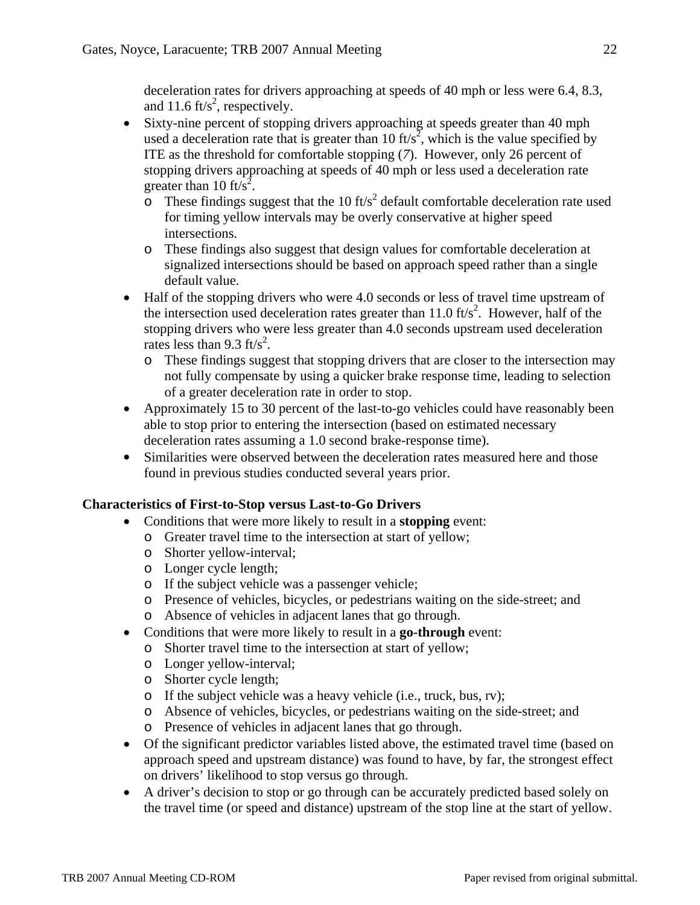deceleration rates for drivers approaching at speeds of 40 mph or less were 6.4, 8.3, and 11.6 $ft/s^2$, respectively.

- Sixty-nine percent of stopping drivers approaching at speeds greater than 40 mph used a deceleration rate that is greater than 10 $ft/s^2$, which is the value specified by ITE as the threshold for comfortable stopping (*7*). However, only 26 percent of stopping drivers approaching at speeds of 40 mph or less used a deceleration rate greater than 10 $ft/s^2$.
  - These findings suggest that the 10 $ft/s^2$ default comfortable deceleration rate used for timing yellow intervals may be overly conservative at higher speed intersections.
  - These findings also suggest that design values for comfortable deceleration at signalized intersections should be based on approach speed rather than a single default value.
- Half of the stopping drivers who were 4.0 seconds or less of travel time upstream of the intersection used deceleration rates greater than 11.0 $ft/s^2$. However, half of the stopping drivers who were less greater than 4.0 seconds upstream used deceleration rates less than 9.3 $ft/s^2$.
  - These findings suggest that stopping drivers that are closer to the intersection may not fully compensate by using a quicker brake response time, leading to selection of a greater deceleration rate in order to stop.
- Approximately 15 to 30 percent of the last-to-go vehicles could have reasonably been able to stop prior to entering the intersection (based on estimated necessary deceleration rates assuming a 1.0 second brake-response time).
- Similarities were observed between the deceleration rates measured here and those found in previous studies conducted several years prior.

**Characteristics of First-to-Stop versus Last-to-Go Drivers**

- Conditions that were more likely to result in a **stopping** event:
  - Greater travel time to the intersection at start of yellow;
  - Shorter yellow-interval;
  - Longer cycle length;
  - If the subject vehicle was a passenger vehicle;
  - Presence of vehicles, bicycles, or pedestrians waiting on the side-street; and
  - Absence of vehicles in adjacent lanes that go through.
- Conditions that were more likely to result in a **go-through** event:
  - Shorter travel time to the intersection at start of yellow;
  - Longer yellow-interval;
  - Shorter cycle length;
  - If the subject vehicle was a heavy vehicle (i.e., truck, bus, rv);
  - Absence of vehicles, bicycles, or pedestrians waiting on the side-street; and
  - Presence of vehicles in adjacent lanes that go through.
- Of the significant predictor variables listed above, the estimated travel time (based on approach speed and upstream distance) was found to have, by far, the strongest effect on drivers' likelihood to stop versus go through.
- A driver's decision to stop or go through can be accurately predicted based solely on the travel time (or speed and distance) upstream of the stop line at the start of yellow.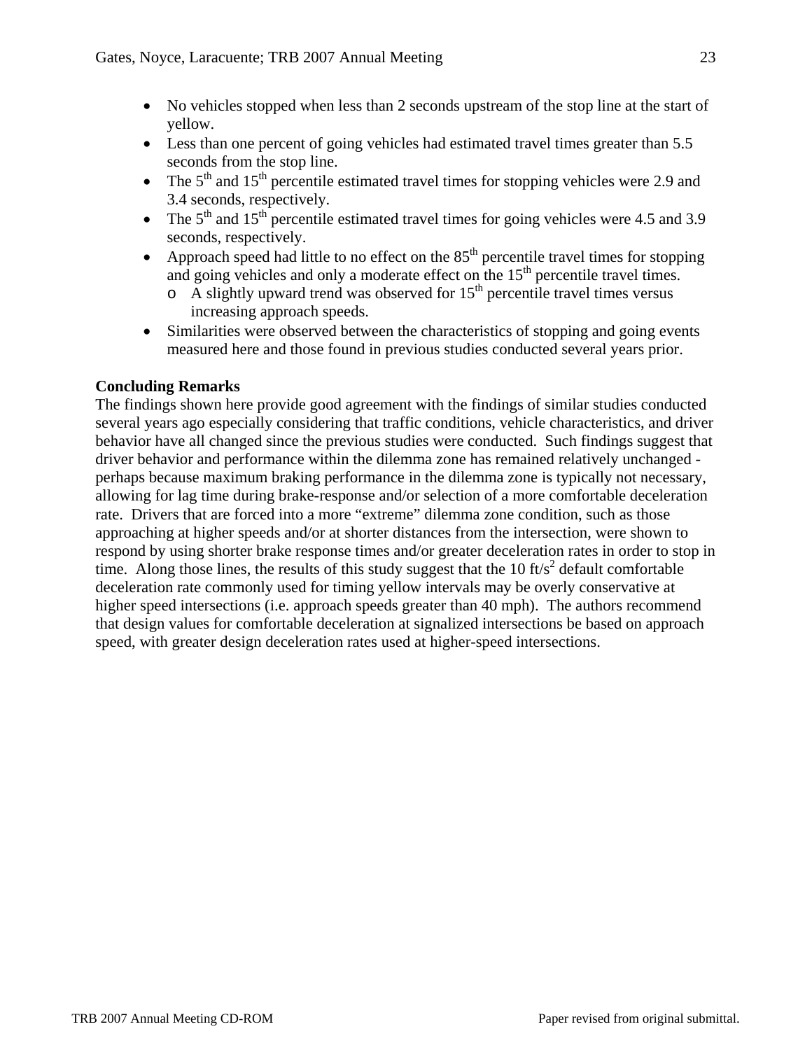- No vehicles stopped when less than 2 seconds upstream of the stop line at the start of yellow.
- Less than one percent of going vehicles had estimated travel times greater than 5.5 seconds from the stop line.
- The 5th and 15th percentile estimated travel times for stopping vehicles were 2.9 and 3.4 seconds, respectively.
- The 5th and 15th percentile estimated travel times for going vehicles were 4.5 and 3.9 seconds, respectively.
- Approach speed had little to no effect on the 85th percentile travel times for stopping and going vehicles and only a moderate effect on the 15th percentile travel times.
  - A slightly upward trend was observed for 15th percentile travel times versus increasing approach speeds.
- Similarities were observed between the characteristics of stopping and going events measured here and those found in previous studies conducted several years prior.

**Concluding Remarks**

The findings shown here provide good agreement with the findings of similar studies conducted several years ago especially considering that traffic conditions, vehicle characteristics, and driver behavior have all changed since the previous studies were conducted. Such findings suggest that driver behavior and performance within the dilemma zone has remained relatively unchanged - perhaps because maximum braking performance in the dilemma zone is typically not necessary, allowing for lag time during brake-response and/or selection of a more comfortable deceleration rate. Drivers that are forced into a more "extreme" dilemma zone condition, such as those approaching at higher speeds and/or at shorter distances from the intersection, were shown to respond by using shorter brake response times and/or greater deceleration rates in order to stop in time. Along those lines, the results of this study suggest that the 10 $ft/s^2$ default comfortable deceleration rate commonly used for timing yellow intervals may be overly conservative at higher speed intersections (i.e. approach speeds greater than 40 mph). The authors recommend that design values for comfortable deceleration at signalized intersections be based on approach speed, with greater design deceleration rates used at higher-speed intersections.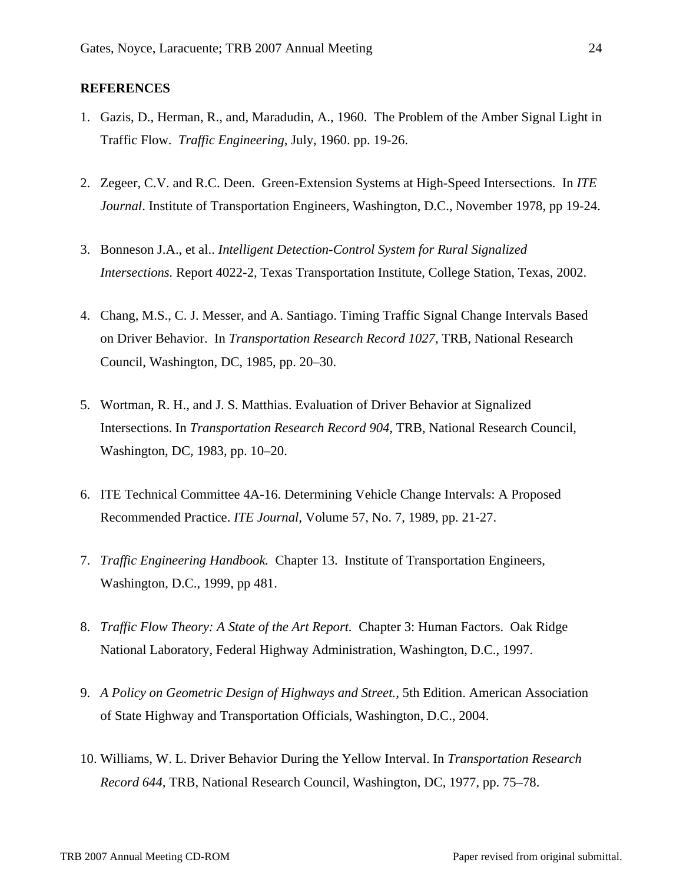## REFERENCES

1. Gazis, D., Herman, R., and, Maradudin, A., 1960. The Problem of the Amber Signal Light in Traffic Flow. *Traffic Engineering,* July, 1960. pp. 19-26.

2. Zegeer, C.V. and R.C. Deen. Green-Extension Systems at High-Speed Intersections. In *ITE Journal*. Institute of Transportation Engineers, Washington, D.C., November 1978, pp 19-24.

3. Bonneson J.A., et al.. *Intelligent Detection-Control System for Rural Signalized Intersections.* Report 4022-2, Texas Transportation Institute, College Station, Texas, 2002.

4. Chang, M.S., C. J. Messer, and A. Santiago. Timing Traffic Signal Change Intervals Based on Driver Behavior. In *Transportation Research Record 1027*, TRB, National Research Council, Washington, DC, 1985, pp. 20–30.

5. Wortman, R. H., and J. S. Matthias. Evaluation of Driver Behavior at Signalized Intersections. In *Transportation Research Record 904*, TRB, National Research Council, Washington, DC, 1983, pp. 10–20.

6. ITE Technical Committee 4A-16. Determining Vehicle Change Intervals: A Proposed Recommended Practice. *ITE Journal,* Volume 57, No. 7, 1989, pp. 21-27.

7. *Traffic Engineering Handbook.* Chapter 13. Institute of Transportation Engineers, Washington, D.C., 1999, pp 481.

8. *Traffic Flow Theory: A State of the Art Report.* Chapter 3: Human Factors. Oak Ridge National Laboratory, Federal Highway Administration, Washington, D.C., 1997.

9. *A Policy on Geometric Design of Highways and Street.,* 5th Edition. American Association of State Highway and Transportation Officials, Washington, D.C., 2004.

10. Williams, W. L. Driver Behavior During the Yellow Interval. In *Transportation Research Record 644*, TRB, National Research Council, Washington, DC, 1977, pp. 75–78.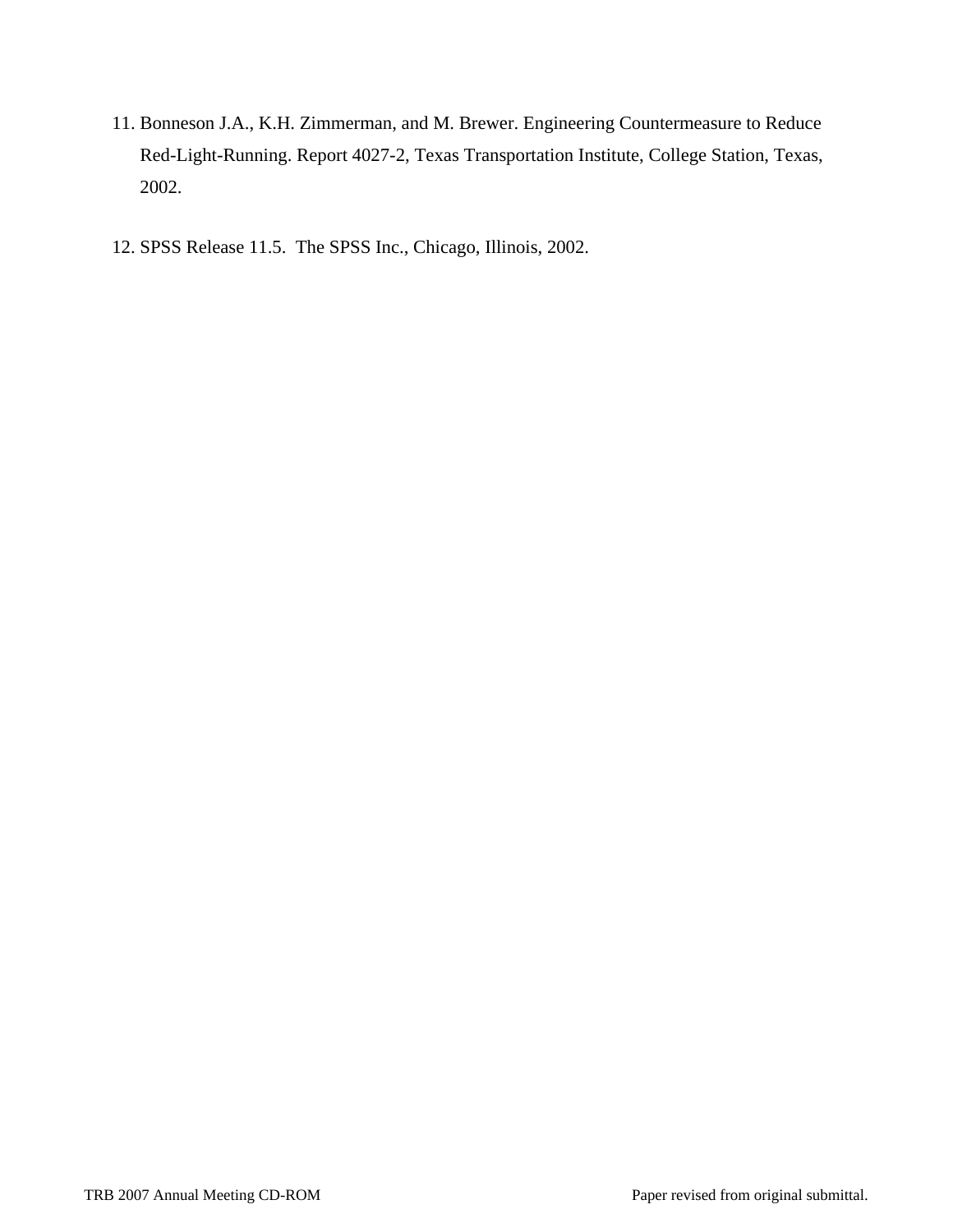11. Bonneson J.A., K.H. Zimmerman, and M. Brewer. Engineering Countermeasure to Reduce Red-Light-Running. Report 4027-2, Texas Transportation Institute, College Station, Texas, 2002.

12. SPSS Release 11.5. The SPSS Inc., Chicago, Illinois, 2002.